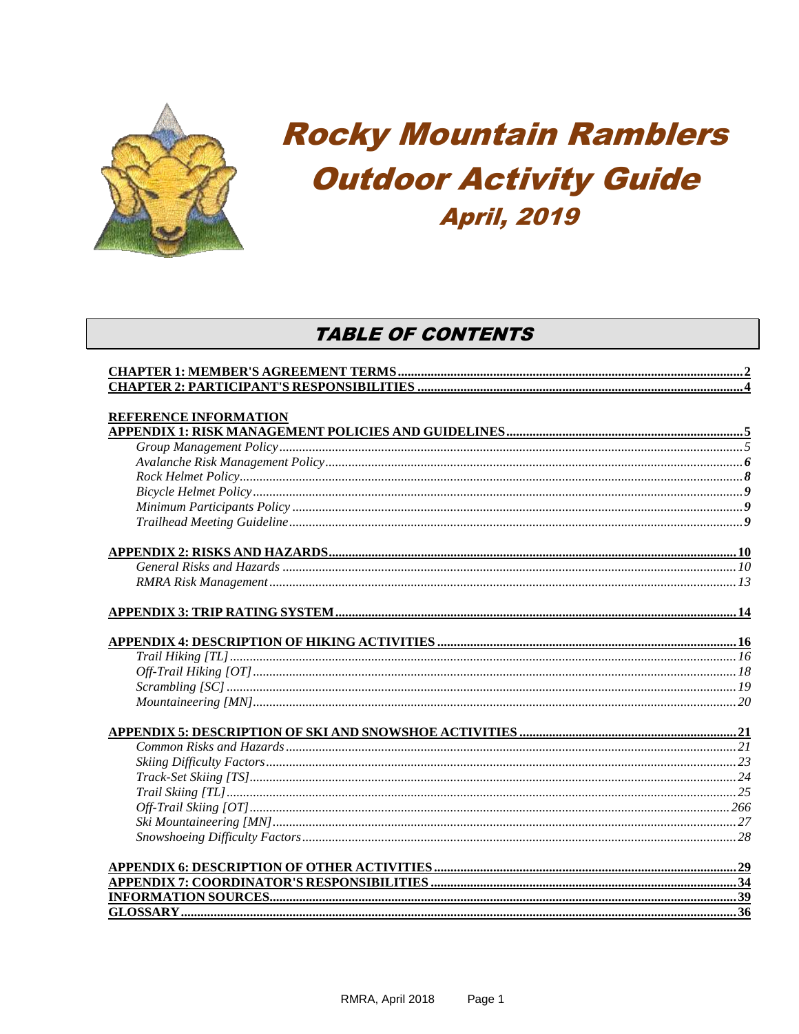# Rocky Mountain Ramblers Outdoor Activity Guide

## April, 2019

## TABLE OF CONTENTS

**CHAPTER 1: MEMBER'S AGREEMENT TERMS** ........ 2
**CHAPTER 2: PARTICIPANT'S RESPONSIBILITIES** ........ 4

**REFERENCE INFORMATION**

**APPENDIX 1: RISK MANAGEMENT POLICIES AND GUIDELINES** ........ 5
- *Group Management Policy* ........ 5
- *Avalanche Risk Management Policy* ........ 6
- *Rock Helmet Policy* ........ 8
- *Bicycle Helmet Policy* ........ 9
- *Minimum Participants Policy* ........ 9
- *Trailhead Meeting Guideline* ........ 9

**APPENDIX 2: RISKS AND HAZARDS** ........ 10
- *General Risks and Hazards* ........ 10
- *RMRA Risk Management* ........ 13

**APPENDIX 3: TRIP RATING SYSTEM** ........ 14

**APPENDIX 4: DESCRIPTION OF HIKING ACTIVITIES** ........ 16
- *Trail Hiking [TL]* ........ 16
- *Off-Trail Hiking [OT]* ........ 18
- *Scrambling [SC]* ........ 19
- *Mountaineering [MN]* ........ 20

**APPENDIX 5: DESCRIPTION OF SKI AND SNOWSHOE ACTIVITIES** ........ 21
- *Common Risks and Hazards* ........ 21
- *Skiing Difficulty Factors* ........ 23
- *Track-Set Skiing [TS]* ........ 24
- *Trail Skiing [TL]* ........ 25
- *Off-Trail Skiing [OT]* ........ 266
- *Ski Mountaineering [MN]* ........ 27
- *Snowshoeing Difficulty Factors* ........ 28

**APPENDIX 6: DESCRIPTION OF OTHER ACTIVITIES** ........ 29
**APPENDIX 7: COORDINATOR'S RESPONSIBILITIES** ........ 34
**INFORMATION SOURCES** ........ 39
**GLOSSARY** ........ 36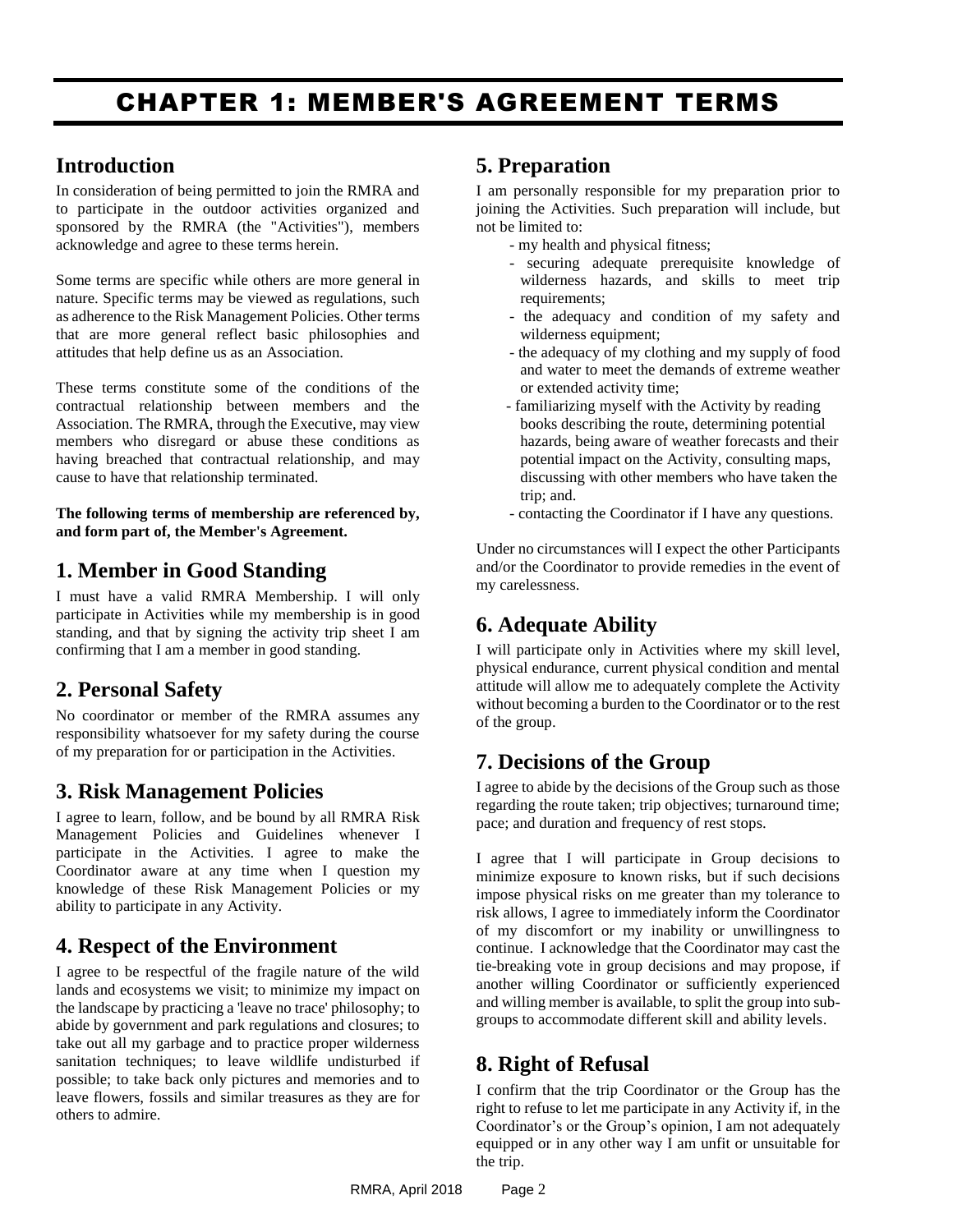# CHAPTER 1: MEMBER'S AGREEMENT TERMS

## Introduction

In consideration of being permitted to join the RMRA and to participate in the outdoor activities organized and sponsored by the RMRA (the "Activities"), members acknowledge and agree to these terms herein.

Some terms are specific while others are more general in nature. Specific terms may be viewed as regulations, such as adherence to the Risk Management Policies. Other terms that are more general reflect basic philosophies and attitudes that help define us as an Association.

These terms constitute some of the conditions of the contractual relationship between members and the Association. The RMRA, through the Executive, may view members who disregard or abuse these conditions as having breached that contractual relationship, and may cause to have that relationship terminated.

**The following terms of membership are referenced by, and form part of, the Member's Agreement.**

## 1. Member in Good Standing

I must have a valid RMRA Membership. I will only participate in Activities while my membership is in good standing, and that by signing the activity trip sheet I am confirming that I am a member in good standing.

## 2. Personal Safety

No coordinator or member of the RMRA assumes any responsibility whatsoever for my safety during the course of my preparation for or participation in the Activities.

## 3. Risk Management Policies

I agree to learn, follow, and be bound by all RMRA Risk Management Policies and Guidelines whenever I participate in the Activities. I agree to make the Coordinator aware at any time when I question my knowledge of these Risk Management Policies or my ability to participate in any Activity.

## 4. Respect of the Environment

I agree to be respectful of the fragile nature of the wild lands and ecosystems we visit; to minimize my impact on the landscape by practicing a 'leave no trace' philosophy; to abide by government and park regulations and closures; to take out all my garbage and to practice proper wilderness sanitation techniques; to leave wildlife undisturbed if possible; to take back only pictures and memories and to leave flowers, fossils and similar treasures as they are for others to admire.

## 5. Preparation

I am personally responsible for my preparation prior to joining the Activities. Such preparation will include, but not be limited to:

- my health and physical fitness;
- securing adequate prerequisite knowledge of wilderness hazards, and skills to meet trip requirements;
- the adequacy and condition of my safety and wilderness equipment;
- the adequacy of my clothing and my supply of food and water to meet the demands of extreme weather or extended activity time;
- familiarizing myself with the Activity by reading books describing the route, determining potential hazards, being aware of weather forecasts and their potential impact on the Activity, consulting maps, discussing with other members who have taken the trip; and.
- contacting the Coordinator if I have any questions.

Under no circumstances will I expect the other Participants and/or the Coordinator to provide remedies in the event of my carelessness.

## 6. Adequate Ability

I will participate only in Activities where my skill level, physical endurance, current physical condition and mental attitude will allow me to adequately complete the Activity without becoming a burden to the Coordinator or to the rest of the group.

## 7. Decisions of the Group

I agree to abide by the decisions of the Group such as those regarding the route taken; trip objectives; turnaround time; pace; and duration and frequency of rest stops.

I agree that I will participate in Group decisions to minimize exposure to known risks, but if such decisions impose physical risks on me greater than my tolerance to risk allows, I agree to immediately inform the Coordinator of my discomfort or my inability or unwillingness to continue. I acknowledge that the Coordinator may cast the tie-breaking vote in group decisions and may propose, if another willing Coordinator or sufficiently experienced and willing member is available, to split the group into sub-groups to accommodate different skill and ability levels.

## 8. Right of Refusal

I confirm that the trip Coordinator or the Group has the right to refuse to let me participate in any Activity if, in the Coordinator's or the Group's opinion, I am not adequately equipped or in any other way I am unfit or unsuitable for the trip.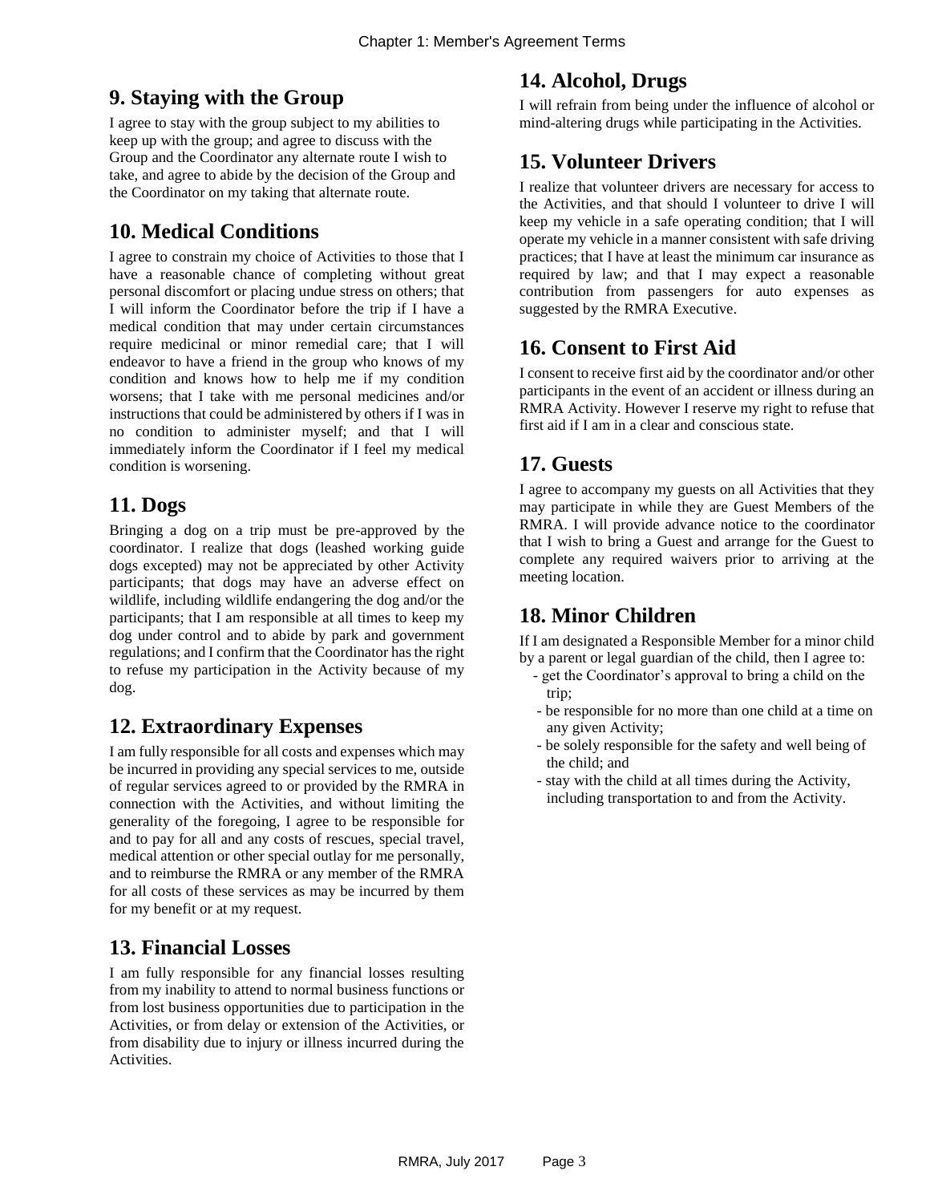## 9. Staying with the Group

I agree to stay with the group subject to my abilities to keep up with the group; and agree to discuss with the Group and the Coordinator any alternate route I wish to take, and agree to abide by the decision of the Group and the Coordinator on my taking that alternate route.

## 10. Medical Conditions

I agree to constrain my choice of Activities to those that I have a reasonable chance of completing without great personal discomfort or placing undue stress on others; that I will inform the Coordinator before the trip if I have a medical condition that may under certain circumstances require medicinal or minor remedial care; that I will endeavor to have a friend in the group who knows of my condition and knows how to help me if my condition worsens; that I take with me personal medicines and/or instructions that could be administered by others if I was in no condition to administer myself; and that I will immediately inform the Coordinator if I feel my medical condition is worsening.

## 11. Dogs

Bringing a dog on a trip must be pre-approved by the coordinator. I realize that dogs (leashed working guide dogs excepted) may not be appreciated by other Activity participants; that dogs may have an adverse effect on wildlife, including wildlife endangering the dog and/or the participants; that I am responsible at all times to keep my dog under control and to abide by park and government regulations; and I confirm that the Coordinator has the right to refuse my participation in the Activity because of my dog.

## 12. Extraordinary Expenses

I am fully responsible for all costs and expenses which may be incurred in providing any special services to me, outside of regular services agreed to or provided by the RMRA in connection with the Activities, and without limiting the generality of the foregoing, I agree to be responsible for and to pay for all and any costs of rescues, special travel, medical attention or other special outlay for me personally, and to reimburse the RMRA or any member of the RMRA for all costs of these services as may be incurred by them for my benefit or at my request.

## 13. Financial Losses

I am fully responsible for any financial losses resulting from my inability to attend to normal business functions or from lost business opportunities due to participation in the Activities, or from delay or extension of the Activities, or from disability due to injury or illness incurred during the Activities.

## 14. Alcohol, Drugs

I will refrain from being under the influence of alcohol or mind-altering drugs while participating in the Activities.

## 15. Volunteer Drivers

I realize that volunteer drivers are necessary for access to the Activities, and that should I volunteer to drive I will keep my vehicle in a safe operating condition; that I will operate my vehicle in a manner consistent with safe driving practices; that I have at least the minimum car insurance as required by law; and that I may expect a reasonable contribution from passengers for auto expenses as suggested by the RMRA Executive.

## 16. Consent to First Aid

I consent to receive first aid by the coordinator and/or other participants in the event of an accident or illness during an RMRA Activity. However I reserve my right to refuse that first aid if I am in a clear and conscious state.

## 17. Guests

I agree to accompany my guests on all Activities that they may participate in while they are Guest Members of the RMRA. I will provide advance notice to the coordinator that I wish to bring a Guest and arrange for the Guest to complete any required waivers prior to arriving at the meeting location.

## 18. Minor Children

If I am designated a Responsible Member for a minor child by a parent or legal guardian of the child, then I agree to:

- get the Coordinator's approval to bring a child on the trip;
- be responsible for no more than one child at a time on any given Activity;
- be solely responsible for the safety and well being of the child; and
- stay with the child at all times during the Activity, including transportation to and from the Activity.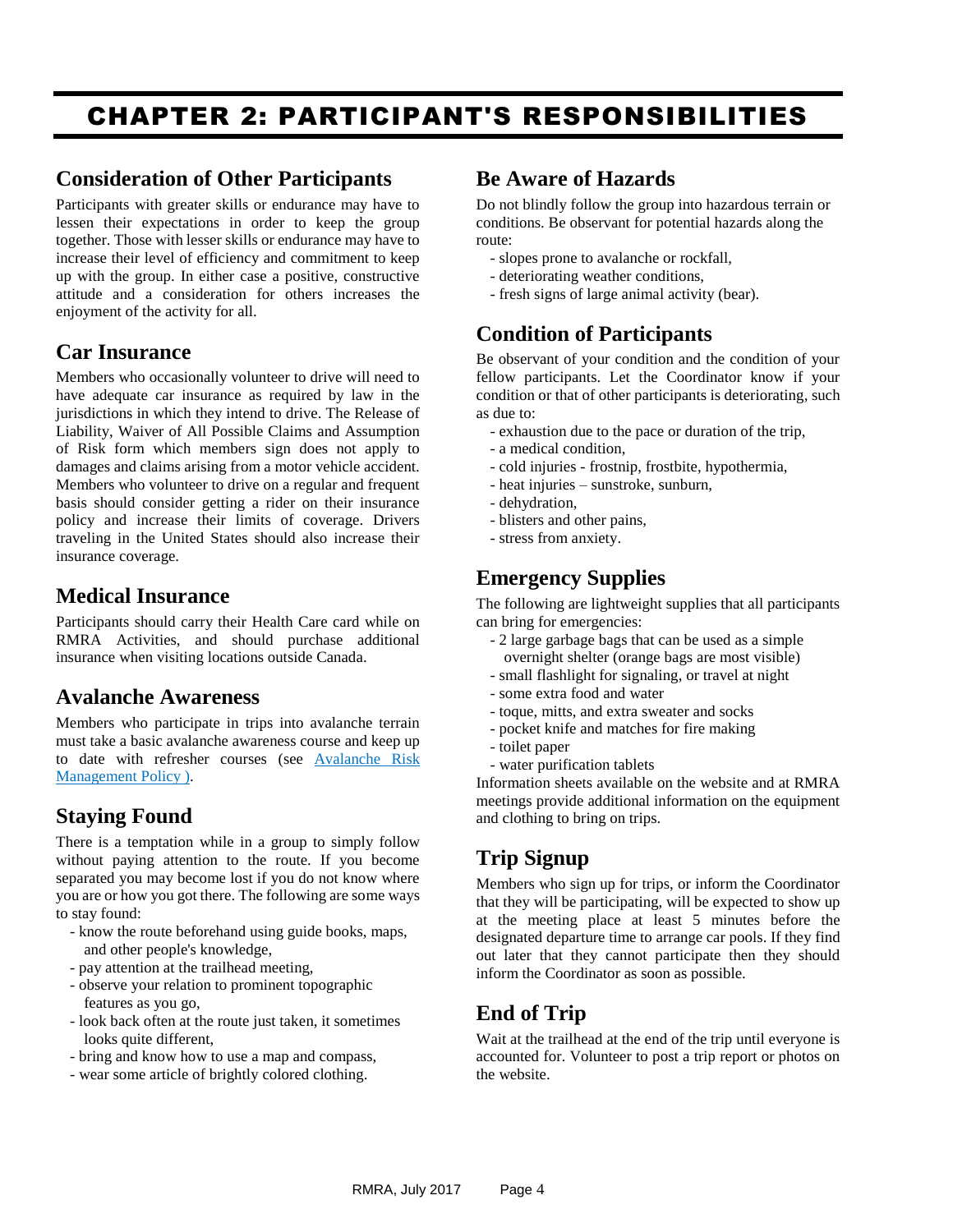# CHAPTER 2: PARTICIPANT'S RESPONSIBILITIES

## Consideration of Other Participants

Participants with greater skills or endurance may have to lessen their expectations in order to keep the group together. Those with lesser skills or endurance may have to increase their level of efficiency and commitment to keep up with the group. In either case a positive, constructive attitude and a consideration for others increases the enjoyment of the activity for all.

## Car Insurance

Members who occasionally volunteer to drive will need to have adequate car insurance as required by law in the jurisdictions in which they intend to drive. The Release of Liability, Waiver of All Possible Claims and Assumption of Risk form which members sign does not apply to damages and claims arising from a motor vehicle accident. Members who volunteer to drive on a regular and frequent basis should consider getting a rider on their insurance policy and increase their limits of coverage. Drivers traveling in the United States should also increase their insurance coverage.

## Medical Insurance

Participants should carry their Health Care card while on RMRA Activities, and should purchase additional insurance when visiting locations outside Canada.

## Avalanche Awareness

Members who participate in trips into avalanche terrain must take a basic avalanche awareness course and keep up to date with refresher courses (see Avalanche Risk Management Policy ).

## Staying Found

There is a temptation while in a group to simply follow without paying attention to the route. If you become separated you may become lost if you do not know where you are or how you got there. The following are some ways to stay found:

- know the route beforehand using guide books, maps, and other people's knowledge,
- pay attention at the trailhead meeting,
- observe your relation to prominent topographic features as you go,
- look back often at the route just taken, it sometimes looks quite different,
- bring and know how to use a map and compass,
- wear some article of brightly colored clothing.

## Be Aware of Hazards

Do not blindly follow the group into hazardous terrain or conditions. Be observant for potential hazards along the route:

- slopes prone to avalanche or rockfall,
- deteriorating weather conditions,
- fresh signs of large animal activity (bear).

## Condition of Participants

Be observant of your condition and the condition of your fellow participants. Let the Coordinator know if your condition or that of other participants is deteriorating, such as due to:

- exhaustion due to the pace or duration of the trip,
- a medical condition,
- cold injuries - frostnip, frostbite, hypothermia,
- heat injuries – sunstroke, sunburn,
- dehydration,
- blisters and other pains,
- stress from anxiety.

## Emergency Supplies

The following are lightweight supplies that all participants can bring for emergencies:

- 2 large garbage bags that can be used as a simple overnight shelter (orange bags are most visible)
- small flashlight for signaling, or travel at night
- some extra food and water
- toque, mitts, and extra sweater and socks
- pocket knife and matches for fire making
- toilet paper
- water purification tablets

Information sheets available on the website and at RMRA meetings provide additional information on the equipment and clothing to bring on trips.

## Trip Signup

Members who sign up for trips, or inform the Coordinator that they will be participating, will be expected to show up at the meeting place at least 5 minutes before the designated departure time to arrange car pools. If they find out later that they cannot participate then they should inform the Coordinator as soon as possible.

## End of Trip

Wait at the trailhead at the end of the trip until everyone is accounted for. Volunteer to post a trip report or photos on the website.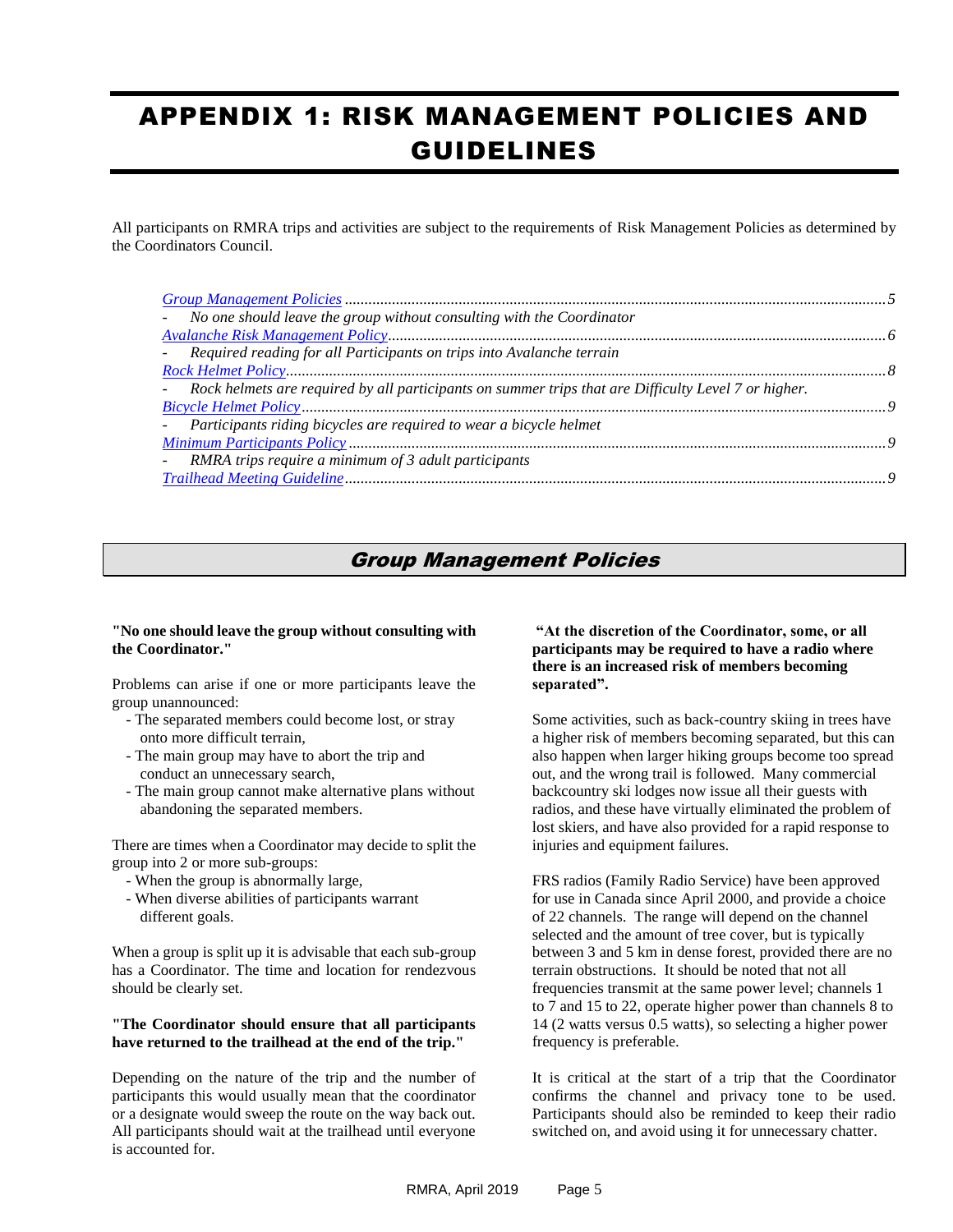# APPENDIX 1: RISK MANAGEMENT POLICIES AND GUIDELINES

All participants on RMRA trips and activities are subject to the requirements of Risk Management Policies as determined by the Coordinators Council.

*Group Management Policies* ........................................................................ *5*
- *No one should leave the group without consulting with the Coordinator*

*Avalanche Risk Management Policy* ........................................................................ *6*
- *Required reading for all Participants on trips into Avalanche terrain*

*Rock Helmet Policy* ........................................................................ *8*
- *Rock helmets are required by all participants on summer trips that are Difficulty Level 7 or higher.*

*Bicycle Helmet Policy* ........................................................................ *9*
- *Participants riding bicycles are required to wear a bicycle helmet*

*Minimum Participants Policy* ........................................................................ *9*
- *RMRA trips require a minimum of 3 adult participants*

*Trailhead Meeting Guideline* ........................................................................ *9*

## *Group Management Policies*

**"No one should leave the group without consulting with the Coordinator."**

Problems can arise if one or more participants leave the group unannounced:

- The separated members could become lost, or stray onto more difficult terrain,
- The main group may have to abort the trip and conduct an unnecessary search,
- The main group cannot make alternative plans without abandoning the separated members.

There are times when a Coordinator may decide to split the group into 2 or more sub-groups:

- When the group is abnormally large,
- When diverse abilities of participants warrant different goals.

When a group is split up it is advisable that each sub-group has a Coordinator. The time and location for rendezvous should be clearly set.

**"The Coordinator should ensure that all participants have returned to the trailhead at the end of the trip."**

Depending on the nature of the trip and the number of participants this would usually mean that the coordinator or a designate would sweep the route on the way back out. All participants should wait at the trailhead until everyone is accounted for.

**"At the discretion of the Coordinator, some, or all participants may be required to have a radio where there is an increased risk of members becoming separated".**

Some activities, such as back-country skiing in trees have a higher risk of members becoming separated, but this can also happen when larger hiking groups become too spread out, and the wrong trail is followed. Many commercial backcountry ski lodges now issue all their guests with radios, and these have virtually eliminated the problem of lost skiers, and have also provided for a rapid response to injuries and equipment failures.

FRS radios (Family Radio Service) have been approved for use in Canada since April 2000, and provide a choice of 22 channels. The range will depend on the channel selected and the amount of tree cover, but is typically between 3 and 5 km in dense forest, provided there are no terrain obstructions. It should be noted that not all frequencies transmit at the same power level; channels 1 to 7 and 15 to 22, operate higher power than channels 8 to 14 (2 watts versus 0.5 watts), so selecting a higher power frequency is preferable.

It is critical at the start of a trip that the Coordinator confirms the channel and privacy tone to be used. Participants should also be reminded to keep their radio switched on, and avoid using it for unnecessary chatter.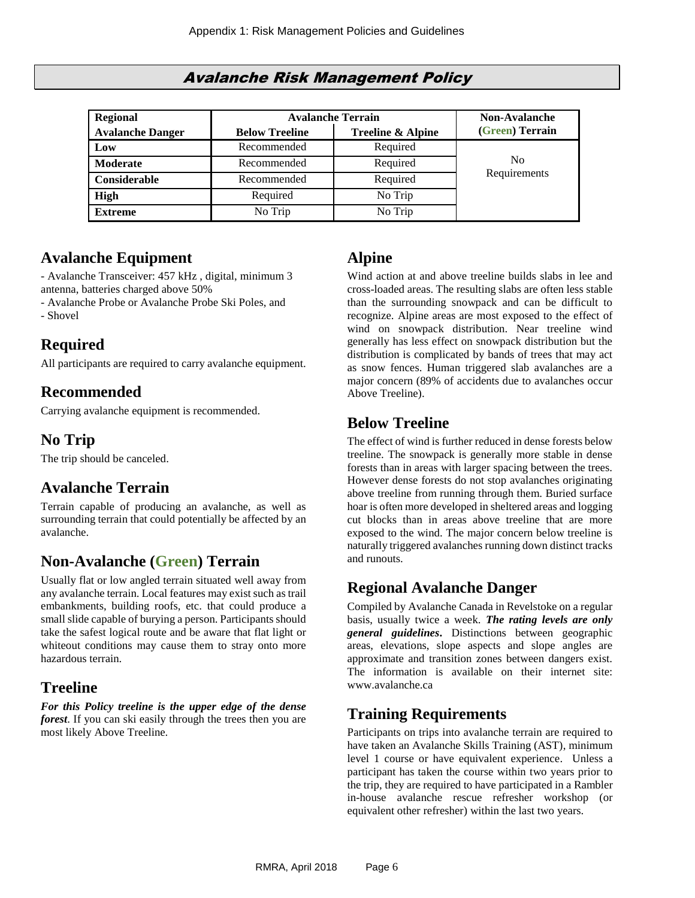# Avalanche Risk Management Policy

| Regional Avalanche Danger | Avalanche Terrain | | Non-Avalanche (Green) Terrain |
|---|---|---|---|
| | Below Treeline | Treeline & Alpine | |
| **Low** | Recommended | Required | No Requirements |
| **Moderate** | Recommended | Required | |
| **Considerable** | Recommended | Required | |
| **High** | Required | No Trip | |
| **Extreme** | No Trip | No Trip | |

## Avalanche Equipment

- Avalanche Transceiver: 457 kHz , digital, minimum 3 antenna, batteries charged above 50%
- Avalanche Probe or Avalanche Probe Ski Poles, and
- Shovel

## Required

All participants are required to carry avalanche equipment.

## Recommended

Carrying avalanche equipment is recommended.

## No Trip

The trip should be canceled.

## Avalanche Terrain

Terrain capable of producing an avalanche, as well as surrounding terrain that could potentially be affected by an avalanche.

## Non-Avalanche (Green) Terrain

Usually flat or low angled terrain situated well away from any avalanche terrain. Local features may exist such as trail embankments, building roofs, etc. that could produce a small slide capable of burying a person. Participants should take the safest logical route and be aware that flat light or whiteout conditions may cause them to stray onto more hazardous terrain.

## Treeline

***For this Policy treeline is the upper edge of the dense forest***. If you can ski easily through the trees then you are most likely Above Treeline.

## Alpine

Wind action at and above treeline builds slabs in lee and cross-loaded areas. The resulting slabs are often less stable than the surrounding snowpack and can be difficult to recognize. Alpine areas are most exposed to the effect of wind on snowpack distribution. Near treeline wind generally has less effect on snowpack distribution but the distribution is complicated by bands of trees that may act as snow fences. Human triggered slab avalanches are a major concern (89% of accidents due to avalanches occur Above Treeline).

## Below Treeline

The effect of wind is further reduced in dense forests below treeline. The snowpack is generally more stable in dense forests than in areas with larger spacing between the trees. However dense forests do not stop avalanches originating above treeline from running through them. Buried surface hoar is often more developed in sheltered areas and logging cut blocks than in areas above treeline that are more exposed to the wind. The major concern below treeline is naturally triggered avalanches running down distinct tracks and runouts.

## Regional Avalanche Danger

Compiled by Avalanche Canada in Revelstoke on a regular basis, usually twice a week. ***The rating levels are only general guidelines***. Distinctions between geographic areas, elevations, slope aspects and slope angles are approximate and transition zones between dangers exist. The information is available on their internet site: www.avalanche.ca

## Training Requirements

Participants on trips into avalanche terrain are required to have taken an Avalanche Skills Training (AST), minimum level 1 course or have equivalent experience. Unless a participant has taken the course within two years prior to the trip, they are required to have participated in a Rambler in-house avalanche rescue refresher workshop (or equivalent other refresher) within the last two years.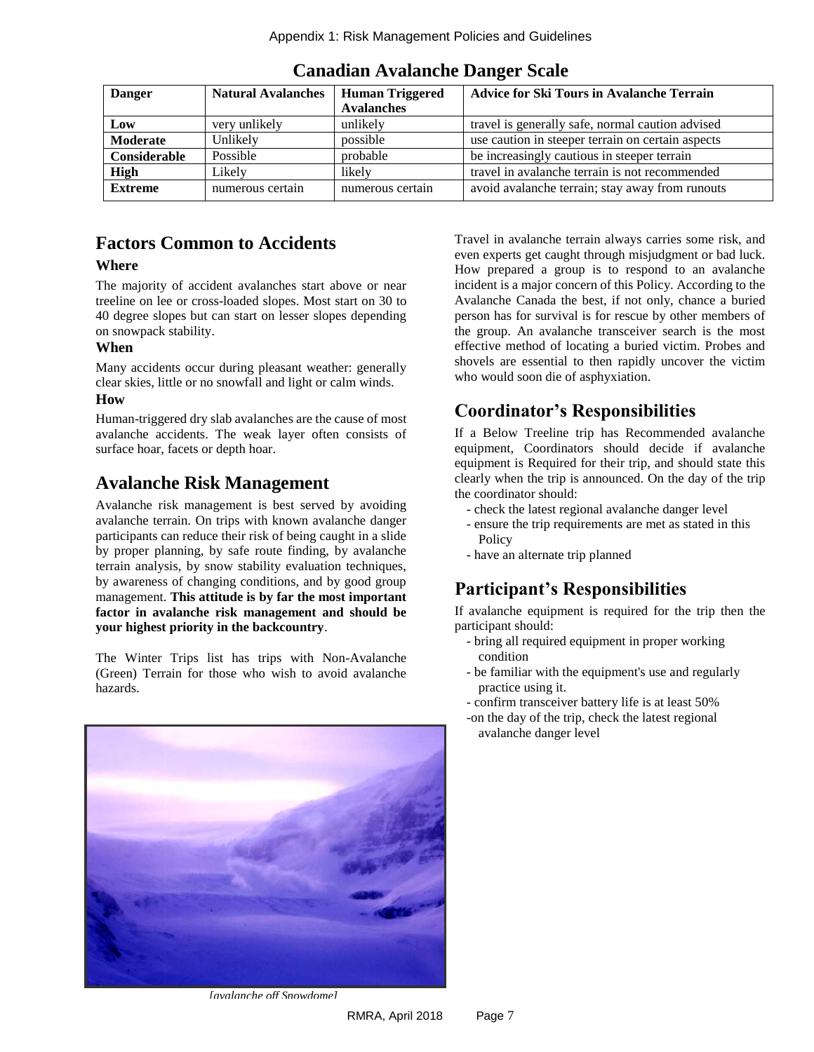# Canadian Avalanche Danger Scale

| Danger | Natural Avalanches | Human Triggered Avalanches | Advice for Ski Tours in Avalanche Terrain |
|---|---|---|---|
| **Low** | very unlikely | unlikely | travel is generally safe, normal caution advised |
| **Moderate** | Unlikely | possible | use caution in steeper terrain on certain aspects |
| **Considerable** | Possible | probable | be increasingly cautious in steeper terrain |
| **High** | Likely | likely | travel in avalanche terrain is not recommended |
| **Extreme** | numerous certain | numerous certain | avoid avalanche terrain; stay away from runouts |

## Factors Common to Accidents

### Where

The majority of accident avalanches start above or near treeline on lee or cross-loaded slopes. Most start on 30 to 40 degree slopes but can start on lesser slopes depending on snowpack stability.

### When

Many accidents occur during pleasant weather: generally clear skies, little or no snowfall and light or calm winds.

### How

Human-triggered dry slab avalanches are the cause of most avalanche accidents. The weak layer often consists of surface hoar, facets or depth hoar.

## Avalanche Risk Management

Avalanche risk management is best served by avoiding avalanche terrain. On trips with known avalanche danger participants can reduce their risk of being caught in a slide by proper planning, by safe route finding, by avalanche terrain analysis, by snow stability evaluation techniques, by awareness of changing conditions, and by good group management. **This attitude is by far the most important factor in avalanche risk management and should be your highest priority in the backcountry**.

The Winter Trips list has trips with Non-Avalanche (Green) Terrain for those who wish to avoid avalanche hazards.

*[avalanche off Snowdome]*

Travel in avalanche terrain always carries some risk, and even experts get caught through misjudgment or bad luck. How prepared a group is to respond to an avalanche incident is a major concern of this Policy. According to the Avalanche Canada the best, if not only, chance a buried person has for survival is for rescue by other members of the group. An avalanche transceiver search is the most effective method of locating a buried victim. Probes and shovels are essential to then rapidly uncover the victim who would soon die of asphyxiation.

## Coordinator's Responsibilities

If a Below Treeline trip has Recommended avalanche equipment, Coordinators should decide if avalanche equipment is Required for their trip, and should state this clearly when the trip is announced. On the day of the trip the coordinator should:

- check the latest regional avalanche danger level
- ensure the trip requirements are met as stated in this Policy
- have an alternate trip planned

## Participant's Responsibilities

If avalanche equipment is required for the trip then the participant should:

- bring all required equipment in proper working condition
- be familiar with the equipment's use and regularly practice using it.
- confirm transceiver battery life is at least 50%
- on the day of the trip, check the latest regional avalanche danger level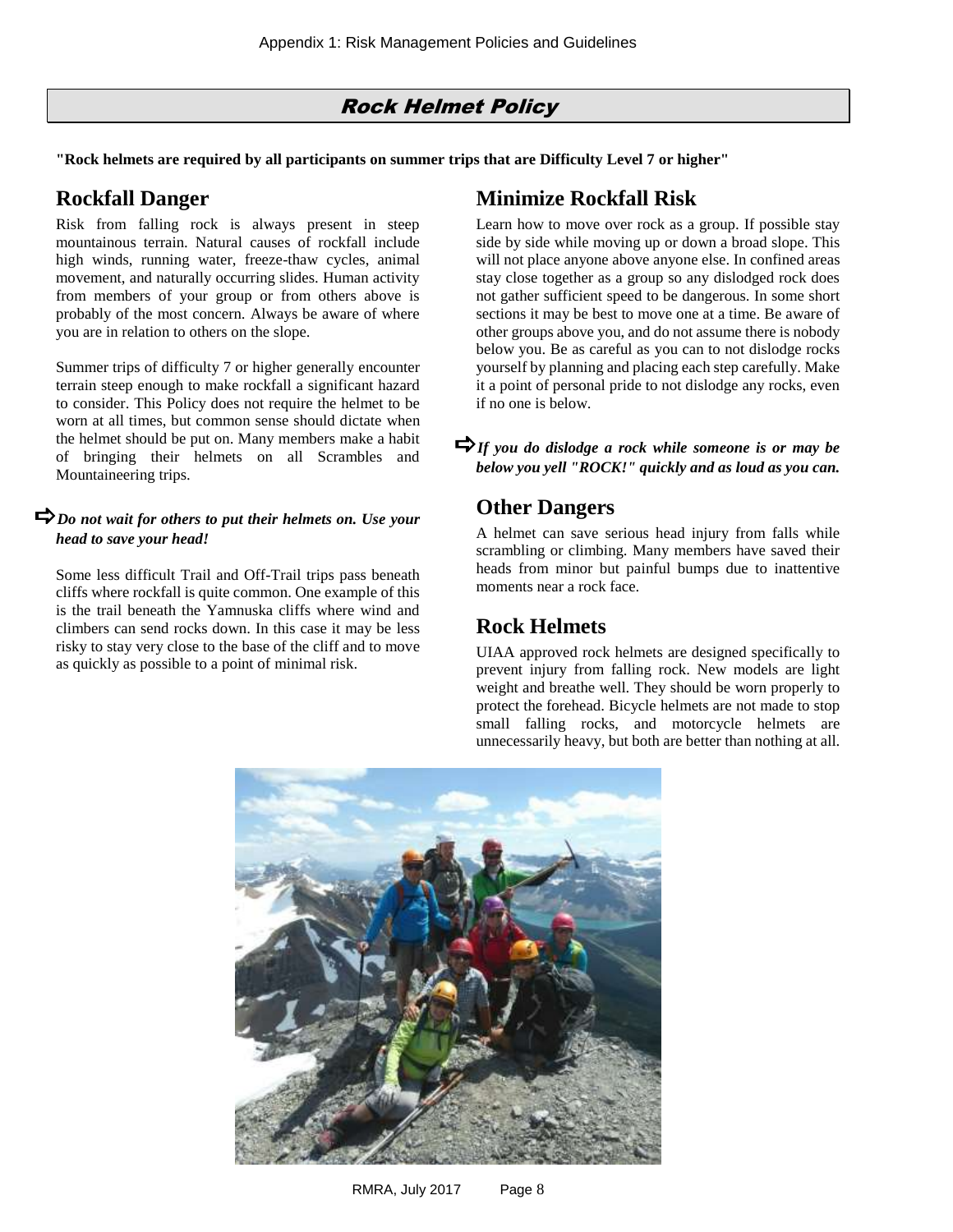## Rock Helmet Policy

**"Rock helmets are required by all participants on summer trips that are Difficulty Level 7 or higher"**

### Rockfall Danger

Risk from falling rock is always present in steep mountainous terrain. Natural causes of rockfall include high winds, running water, freeze-thaw cycles, animal movement, and naturally occurring slides. Human activity from members of your group or from others above is probably of the most concern. Always be aware of where you are in relation to others on the slope.

Summer trips of difficulty 7 or higher generally encounter terrain steep enough to make rockfall a significant hazard to consider. This Policy does not require the helmet to be worn at all times, but common sense should dictate when the helmet should be put on. Many members make a habit of bringing their helmets on all Scrambles and Mountaineering trips.

➪ ***Do not wait for others to put their helmets on. Use your head to save your head!***

Some less difficult Trail and Off-Trail trips pass beneath cliffs where rockfall is quite common. One example of this is the trail beneath the Yamnuska cliffs where wind and climbers can send rocks down. In this case it may be less risky to stay very close to the base of the cliff and to move as quickly as possible to a point of minimal risk.

### Minimize Rockfall Risk

Learn how to move over rock as a group. If possible stay side by side while moving up or down a broad slope. This will not place anyone above anyone else. In confined areas stay close together as a group so any dislodged rock does not gather sufficient speed to be dangerous. In some short sections it may be best to move one at a time. Be aware of other groups above you, and do not assume there is nobody below you. Be as careful as you can to not dislodge rocks yourself by planning and placing each step carefully. Make it a point of personal pride to not dislodge any rocks, even if no one is below.

➪ ***If you do dislodge a rock while someone is or may be below you yell "ROCK!" quickly and as loud as you can.***

### Other Dangers

A helmet can save serious head injury from falls while scrambling or climbing. Many members have saved their heads from minor but painful bumps due to inattentive moments near a rock face.

### Rock Helmets

UIAA approved rock helmets are designed specifically to prevent injury from falling rock. New models are light weight and breathe well. They should be worn properly to protect the forehead. Bicycle helmets are not made to stop small falling rocks, and motorcycle helmets are unnecessarily heavy, but both are better than nothing at all.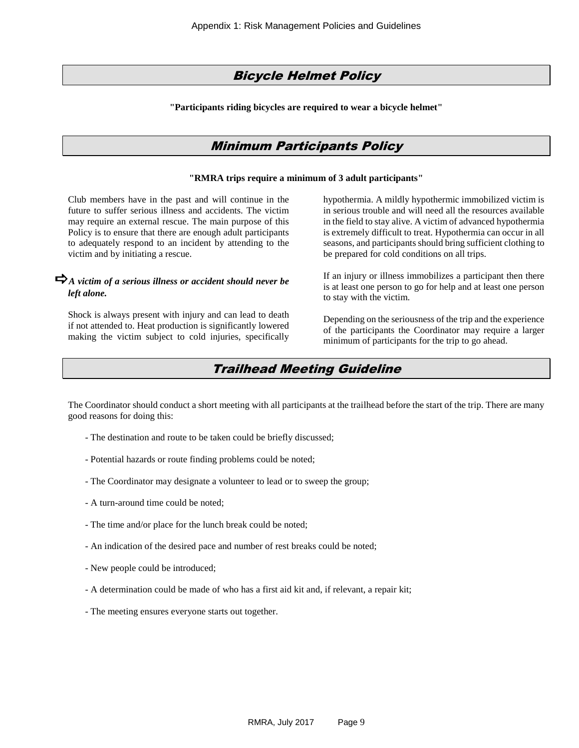## Bicycle Helmet Policy

**"Participants riding bicycles are required to wear a bicycle helmet"**

## Minimum Participants Policy

**"RMRA trips require a minimum of 3 adult participants"**

Club members have in the past and will continue in the future to suffer serious illness and accidents. The victim may require an external rescue. The main purpose of this Policy is to ensure that there are enough adult participants to adequately respond to an incident by attending to the victim and by initiating a rescue.

➪ ***A victim of a serious illness or accident should never be left alone.***

Shock is always present with injury and can lead to death if not attended to. Heat production is significantly lowered making the victim subject to cold injuries, specifically hypothermia. A mildly hypothermic immobilized victim is in serious trouble and will need all the resources available in the field to stay alive. A victim of advanced hypothermia is extremely difficult to treat. Hypothermia can occur in all seasons, and participants should bring sufficient clothing to be prepared for cold conditions on all trips.

If an injury or illness immobilizes a participant then there is at least one person to go for help and at least one person to stay with the victim.

Depending on the seriousness of the trip and the experience of the participants the Coordinator may require a larger minimum of participants for the trip to go ahead.

## Trailhead Meeting Guideline

The Coordinator should conduct a short meeting with all participants at the trailhead before the start of the trip. There are many good reasons for doing this:

- The destination and route to be taken could be briefly discussed;
- Potential hazards or route finding problems could be noted;
- The Coordinator may designate a volunteer to lead or to sweep the group;
- A turn-around time could be noted;
- The time and/or place for the lunch break could be noted;
- An indication of the desired pace and number of rest breaks could be noted;
- New people could be introduced;
- A determination could be made of who has a first aid kit and, if relevant, a repair kit;
- The meeting ensures everyone starts out together.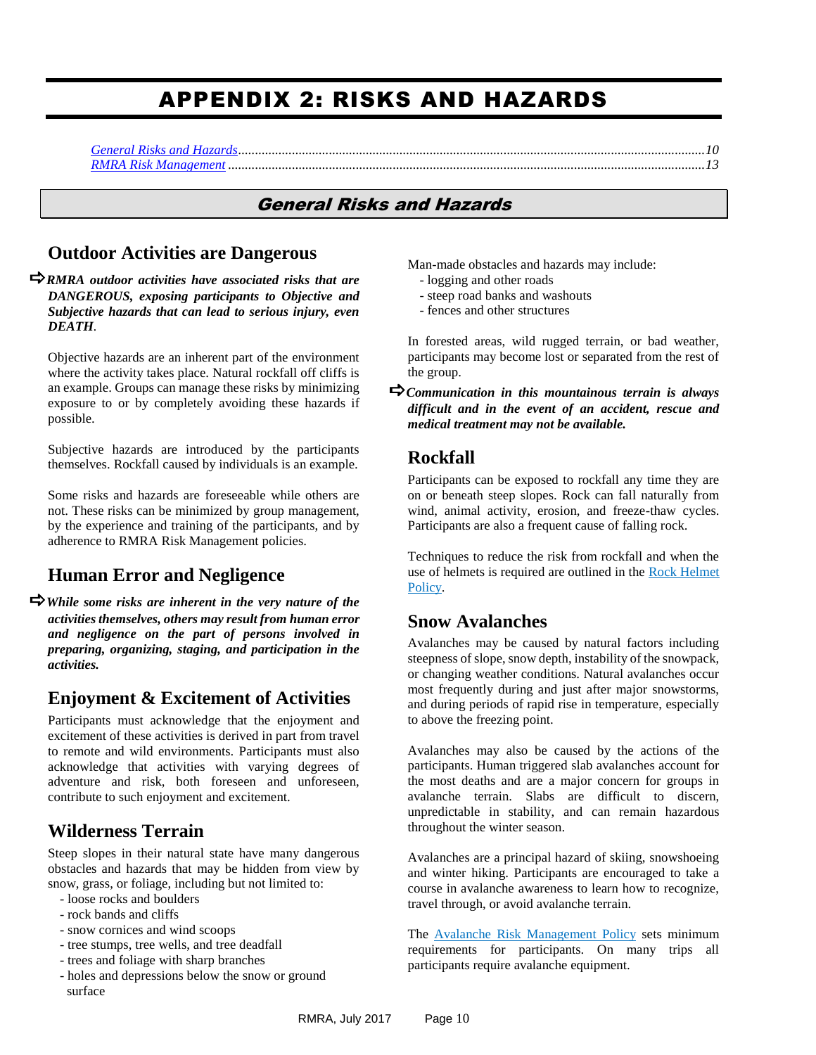# APPENDIX 2: RISKS AND HAZARDS

*General Risks and Hazards*...10
*RMRA Risk Management*...13

## General Risks and Hazards

### Outdoor Activities are Dangerous

➪***RMRA outdoor activities have associated risks that are DANGEROUS, exposing participants to Objective and Subjective hazards that can lead to serious injury, even DEATH*.**

Objective hazards are an inherent part of the environment where the activity takes place. Natural rockfall off cliffs is an example. Groups can manage these risks by minimizing exposure to or by completely avoiding these hazards if possible.

Subjective hazards are introduced by the participants themselves. Rockfall caused by individuals is an example.

Some risks and hazards are foreseeable while others are not. These risks can be minimized by group management, by the experience and training of the participants, and by adherence to RMRA Risk Management policies.

### Human Error and Negligence

➪***While some risks are inherent in the very nature of the activities themselves, others may result from human error and negligence on the part of persons involved in preparing, organizing, staging, and participation in the activities.***

### Enjoyment & Excitement of Activities

Participants must acknowledge that the enjoyment and excitement of these activities is derived in part from travel to remote and wild environments. Participants must also acknowledge that activities with varying degrees of adventure and risk, both foreseen and unforeseen, contribute to such enjoyment and excitement.

### Wilderness Terrain

Steep slopes in their natural state have many dangerous obstacles and hazards that may be hidden from view by snow, grass, or foliage, including but not limited to:

- loose rocks and boulders
- rock bands and cliffs
- snow cornices and wind scoops
- tree stumps, tree wells, and tree deadfall
- trees and foliage with sharp branches
- holes and depressions below the snow or ground surface

Man-made obstacles and hazards may include:

- logging and other roads
- steep road banks and washouts
- fences and other structures

In forested areas, wild rugged terrain, or bad weather, participants may become lost or separated from the rest of the group.

➪***Communication in this mountainous terrain is always difficult and in the event of an accident, rescue and medical treatment may not be available.***

### Rockfall

Participants can be exposed to rockfall any time they are on or beneath steep slopes. Rock can fall naturally from wind, animal activity, erosion, and freeze-thaw cycles. Participants are also a frequent cause of falling rock.

Techniques to reduce the risk from rockfall and when the use of helmets is required are outlined in the Rock Helmet Policy.

### Snow Avalanches

Avalanches may be caused by natural factors including steepness of slope, snow depth, instability of the snowpack, or changing weather conditions. Natural avalanches occur most frequently during and just after major snowstorms, and during periods of rapid rise in temperature, especially to above the freezing point.

Avalanches may also be caused by the actions of the participants. Human triggered slab avalanches account for the most deaths and are a major concern for groups in avalanche terrain. Slabs are difficult to discern, unpredictable in stability, and can remain hazardous throughout the winter season.

Avalanches are a principal hazard of skiing, snowshoeing and winter hiking. Participants are encouraged to take a course in avalanche awareness to learn how to recognize, travel through, or avoid avalanche terrain.

The Avalanche Risk Management Policy sets minimum requirements for participants. On many trips all participants require avalanche equipment.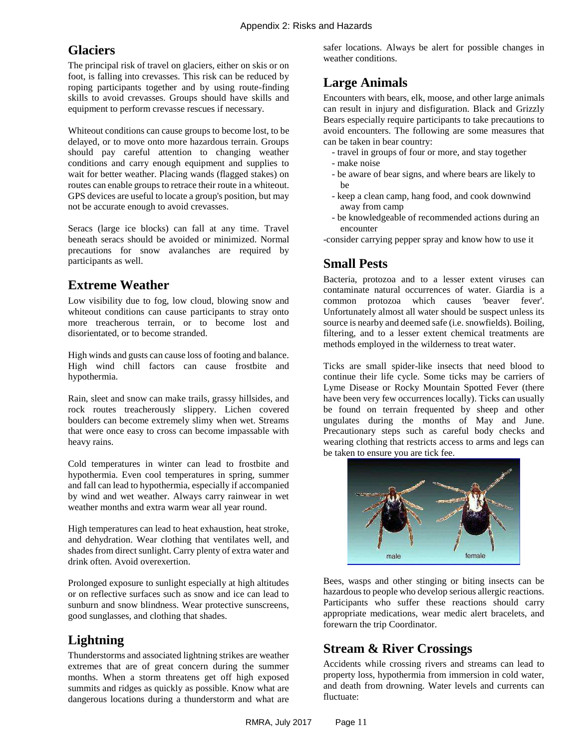## Glaciers

The principal risk of travel on glaciers, either on skis or on foot, is falling into crevasses. This risk can be reduced by roping participants together and by using route-finding skills to avoid crevasses. Groups should have skills and equipment to perform crevasse rescues if necessary.

Whiteout conditions can cause groups to become lost, to be delayed, or to move onto more hazardous terrain. Groups should pay careful attention to changing weather conditions and carry enough equipment and supplies to wait for better weather. Placing wands (flagged stakes) on routes can enable groups to retrace their route in a whiteout. GPS devices are useful to locate a group's position, but may not be accurate enough to avoid crevasses.

Seracs (large ice blocks) can fall at any time. Travel beneath seracs should be avoided or minimized. Normal precautions for snow avalanches are required by participants as well.

## Extreme Weather

Low visibility due to fog, low cloud, blowing snow and whiteout conditions can cause participants to stray onto more treacherous terrain, or to become lost and disorientated, or to become stranded.

High winds and gusts can cause loss of footing and balance. High wind chill factors can cause frostbite and hypothermia.

Rain, sleet and snow can make trails, grassy hillsides, and rock routes treacherously slippery. Lichen covered boulders can become extremely slimy when wet. Streams that were once easy to cross can become impassable with heavy rains.

Cold temperatures in winter can lead to frostbite and hypothermia. Even cool temperatures in spring, summer and fall can lead to hypothermia, especially if accompanied by wind and wet weather. Always carry rainwear in wet weather months and extra warm wear all year round.

High temperatures can lead to heat exhaustion, heat stroke, and dehydration. Wear clothing that ventilates well, and shades from direct sunlight. Carry plenty of extra water and drink often. Avoid overexertion.

Prolonged exposure to sunlight especially at high altitudes or on reflective surfaces such as snow and ice can lead to sunburn and snow blindness. Wear protective sunscreens, good sunglasses, and clothing that shades.

## Lightning

Thunderstorms and associated lightning strikes are weather extremes that are of great concern during the summer months. When a storm threatens get off high exposed summits and ridges as quickly as possible. Know what are dangerous locations during a thunderstorm and what are safer locations. Always be alert for possible changes in weather conditions.

## Large Animals

Encounters with bears, elk, moose, and other large animals can result in injury and disfiguration. Black and Grizzly Bears especially require participants to take precautions to avoid encounters. The following are some measures that can be taken in bear country:

- travel in groups of four or more, and stay together
- make noise
- be aware of bear signs, and where bears are likely to be
- keep a clean camp, hang food, and cook downwind away from camp
- be knowledgeable of recommended actions during an encounter
- consider carrying pepper spray and know how to use it

## Small Pests

Bacteria, protozoa and to a lesser extent viruses can contaminate natural occurrences of water. Giardia is a common protozoa which causes 'beaver fever'. Unfortunately almost all water should be suspect unless its source is nearby and deemed safe (i.e. snowfields). Boiling, filtering, and to a lesser extent chemical treatments are methods employed in the wilderness to treat water.

Ticks are small spider-like insects that need blood to continue their life cycle. Some ticks may be carriers of Lyme Disease or Rocky Mountain Spotted Fever (there have been very few occurrences locally). Ticks can usually be found on terrain frequented by sheep and other ungulates during the months of May and June. Precautionary steps such as careful body checks and wearing clothing that restricts access to arms and legs can be taken to ensure you are tick fee.

male female

Bees, wasps and other stinging or biting insects can be hazardous to people who develop serious allergic reactions. Participants who suffer these reactions should carry appropriate medications, wear medic alert bracelets, and forewarn the trip Coordinator.

## Stream & River Crossings

Accidents while crossing rivers and streams can lead to property loss, hypothermia from immersion in cold water, and death from drowning. Water levels and currents can fluctuate: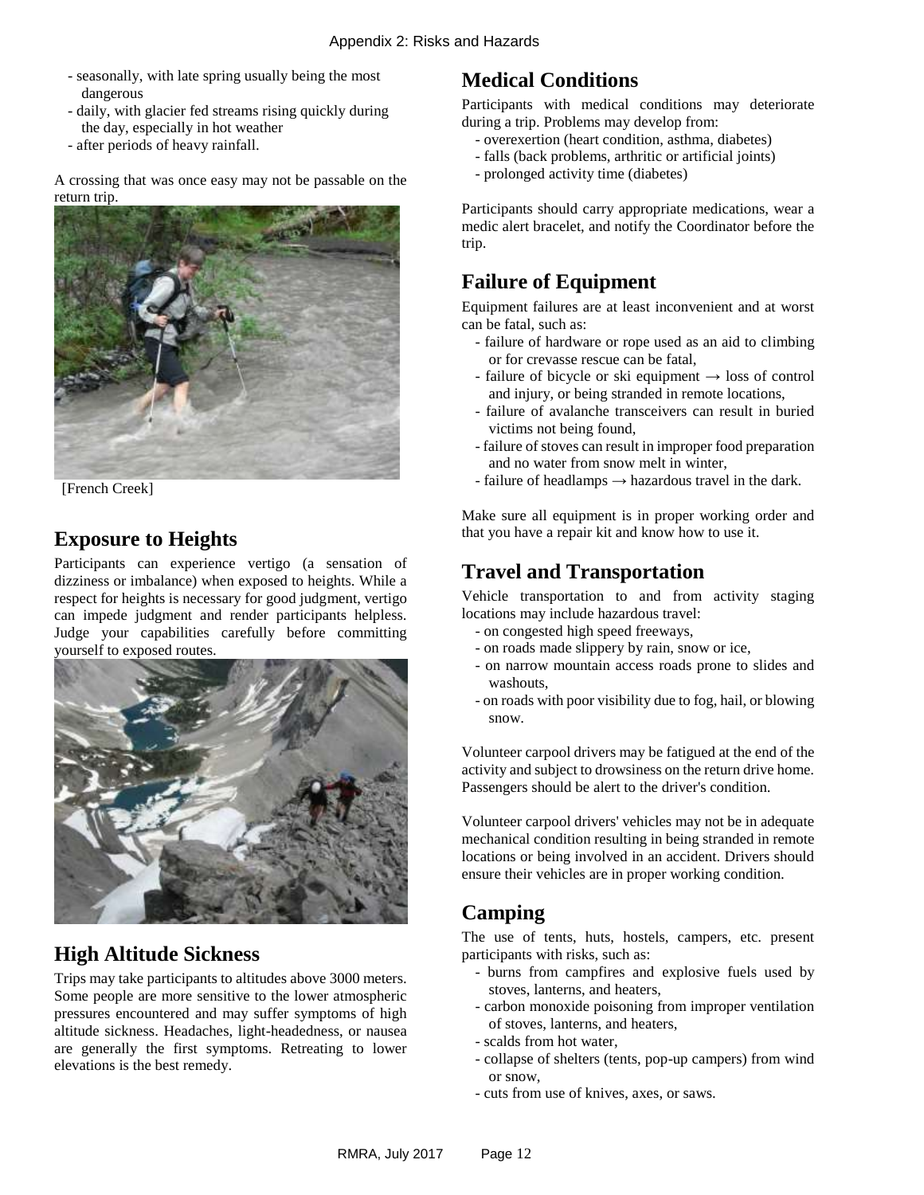- seasonally, with late spring usually being the most dangerous
- daily, with glacier fed streams rising quickly during the day, especially in hot weather
- after periods of heavy rainfall.

A crossing that was once easy may not be passable on the return trip.

[French Creek]

## Exposure to Heights

Participants can experience vertigo (a sensation of dizziness or imbalance) when exposed to heights. While a respect for heights is necessary for good judgment, vertigo can impede judgment and render participants helpless. Judge your capabilities carefully before committing yourself to exposed routes.

## High Altitude Sickness

Trips may take participants to altitudes above 3000 meters. Some people are more sensitive to the lower atmospheric pressures encountered and may suffer symptoms of high altitude sickness. Headaches, light-headedness, or nausea are generally the first symptoms. Retreating to lower elevations is the best remedy.

## Medical Conditions

Participants with medical conditions may deteriorate during a trip. Problems may develop from:

- overexertion (heart condition, asthma, diabetes)
- falls (back problems, arthritic or artificial joints)
- prolonged activity time (diabetes)

Participants should carry appropriate medications, wear a medic alert bracelet, and notify the Coordinator before the trip.

## Failure of Equipment

Equipment failures are at least inconvenient and at worst can be fatal, such as:

- failure of hardware or rope used as an aid to climbing or for crevasse rescue can be fatal,
- failure of bicycle or ski equipment → loss of control and injury, or being stranded in remote locations,
- failure of avalanche transceivers can result in buried victims not being found,
- failure of stoves can result in improper food preparation and no water from snow melt in winter,
- failure of headlamps → hazardous travel in the dark.

Make sure all equipment is in proper working order and that you have a repair kit and know how to use it.

## Travel and Transportation

Vehicle transportation to and from activity staging locations may include hazardous travel:

- on congested high speed freeways,
- on roads made slippery by rain, snow or ice,
- on narrow mountain access roads prone to slides and washouts,
- on roads with poor visibility due to fog, hail, or blowing snow.

Volunteer carpool drivers may be fatigued at the end of the activity and subject to drowsiness on the return drive home. Passengers should be alert to the driver's condition.

Volunteer carpool drivers' vehicles may not be in adequate mechanical condition resulting in being stranded in remote locations or being involved in an accident. Drivers should ensure their vehicles are in proper working condition.

## Camping

The use of tents, huts, hostels, campers, etc. present participants with risks, such as:

- burns from campfires and explosive fuels used by stoves, lanterns, and heaters,
- carbon monoxide poisoning from improper ventilation of stoves, lanterns, and heaters,
- scalds from hot water,
- collapse of shelters (tents, pop-up campers) from wind or snow,
- cuts from use of knives, axes, or saws.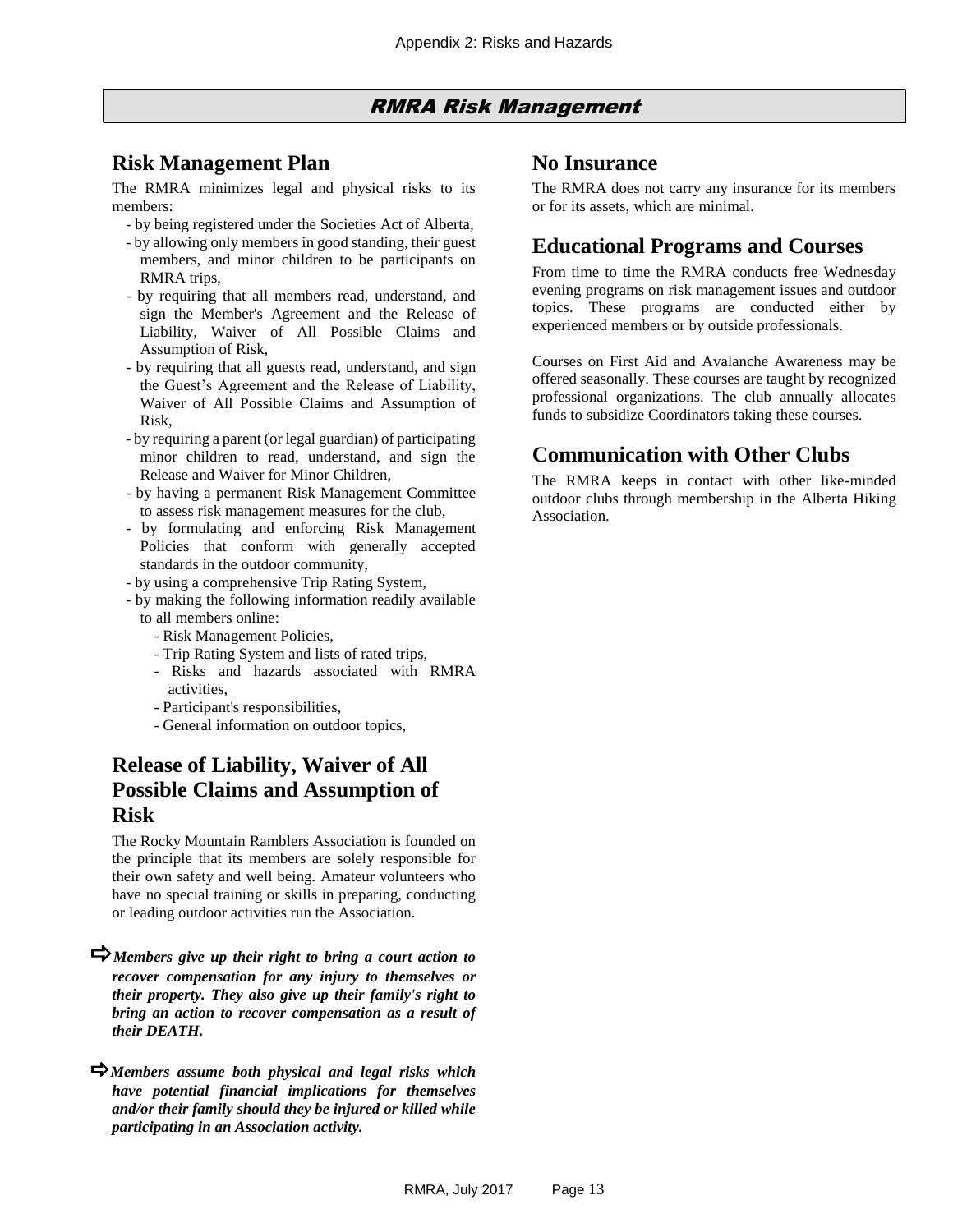# RMRA Risk Management

## Risk Management Plan

The RMRA minimizes legal and physical risks to its members:

- by being registered under the Societies Act of Alberta,
- by allowing only members in good standing, their guest members, and minor children to be participants on RMRA trips,
- by requiring that all members read, understand, and sign the Member's Agreement and the Release of Liability, Waiver of All Possible Claims and Assumption of Risk,
- by requiring that all guests read, understand, and sign the Guest's Agreement and the Release of Liability, Waiver of All Possible Claims and Assumption of Risk,
- by requiring a parent (or legal guardian) of participating minor children to read, understand, and sign the Release and Waiver for Minor Children,
- by having a permanent Risk Management Committee to assess risk management measures for the club,
- by formulating and enforcing Risk Management Policies that conform with generally accepted standards in the outdoor community,
- by using a comprehensive Trip Rating System,
- by making the following information readily available to all members online:
    - Risk Management Policies,
    - Trip Rating System and lists of rated trips,
    - Risks and hazards associated with RMRA activities,
    - Participant's responsibilities,
    - General information on outdoor topics,

## Release of Liability, Waiver of All Possible Claims and Assumption of Risk

The Rocky Mountain Ramblers Association is founded on the principle that its members are solely responsible for their own safety and well being. Amateur volunteers who have no special training or skills in preparing, conducting or leading outdoor activities run the Association.

➪ ***Members give up their right to bring a court action to recover compensation for any injury to themselves or their property. They also give up their family's right to bring an action to recover compensation as a result of their DEATH.***

➪ ***Members assume both physical and legal risks which have potential financial implications for themselves and/or their family should they be injured or killed while participating in an Association activity.***

## No Insurance

The RMRA does not carry any insurance for its members or for its assets, which are minimal.

## Educational Programs and Courses

From time to time the RMRA conducts free Wednesday evening programs on risk management issues and outdoor topics. These programs are conducted either by experienced members or by outside professionals.

Courses on First Aid and Avalanche Awareness may be offered seasonally. These courses are taught by recognized professional organizations. The club annually allocates funds to subsidize Coordinators taking these courses.

## Communication with Other Clubs

The RMRA keeps in contact with other like-minded outdoor clubs through membership in the Alberta Hiking Association.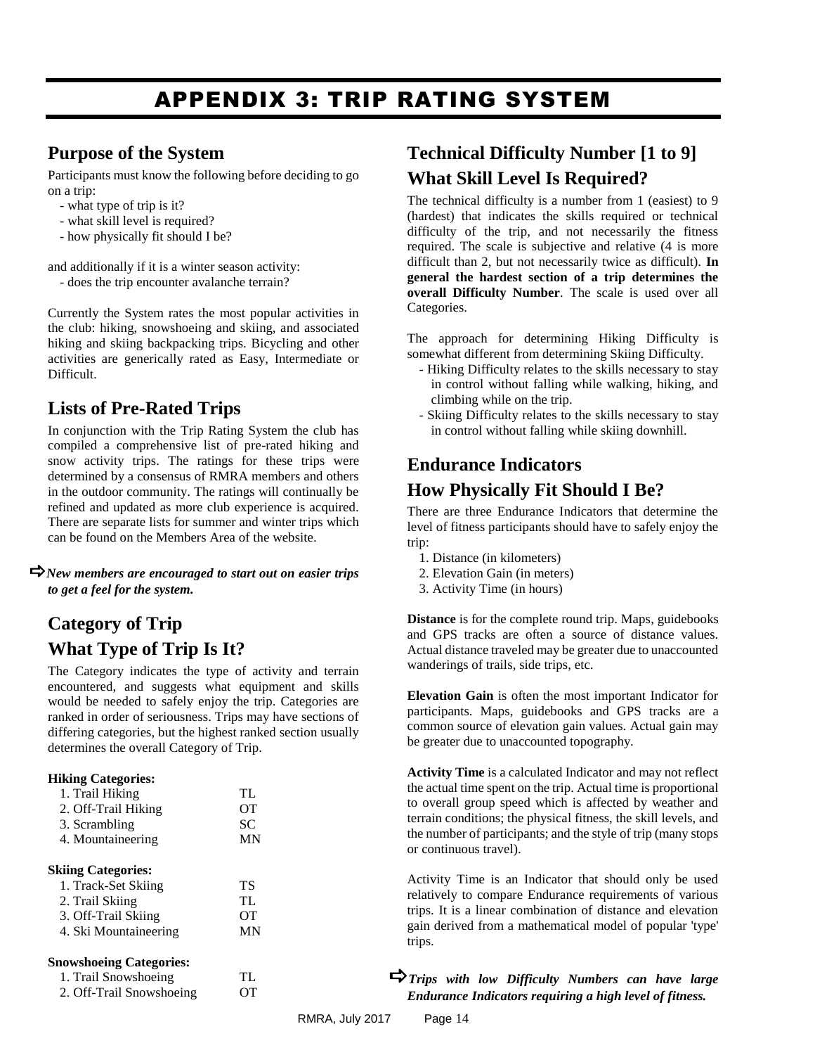# APPENDIX 3: TRIP RATING SYSTEM

## Purpose of the System

Participants must know the following before deciding to go on a trip:

- what type of trip is it?
- what skill level is required?
- how physically fit should I be?

and additionally if it is a winter season activity:

- does the trip encounter avalanche terrain?

Currently the System rates the most popular activities in the club: hiking, snowshoeing and skiing, and associated hiking and skiing backpacking trips. Bicycling and other activities are generically rated as Easy, Intermediate or Difficult.

## Lists of Pre-Rated Trips

In conjunction with the Trip Rating System the club has compiled a comprehensive list of pre-rated hiking and snow activity trips. The ratings for these trips were determined by a consensus of RMRA members and others in the outdoor community. The ratings will continually be refined and updated as more club experience is acquired. There are separate lists for summer and winter trips which can be found on the Members Area of the website.

➪ ***New members are encouraged to start out on easier trips to get a feel for the system.***

## Category of Trip
## What Type of Trip Is It?

The Category indicates the type of activity and terrain encountered, and suggests what equipment and skills would be needed to safely enjoy the trip. Categories are ranked in order of seriousness. Trips may have sections of differing categories, but the highest ranked section usually determines the overall Category of Trip.

**Hiking Categories:**

| | |
|---|---|
| 1. Trail Hiking | TL |
| 2. Off-Trail Hiking | OT |
| 3. Scrambling | SC |
| 4. Mountaineering | MN |

**Skiing Categories:**

| | |
|---|---|
| 1. Track-Set Skiing | TS |
| 2. Trail Skiing | TL |
| 3. Off-Trail Skiing | OT |
| 4. Ski Mountaineering | MN |

**Snowshoeing Categories:**

| | |
|---|---|
| 1. Trail Snowshoeing | TL |
| 2. Off-Trail Snowshoeing | OT |

## Technical Difficulty Number [1 to 9]
## What Skill Level Is Required?

The technical difficulty is a number from 1 (easiest) to 9 (hardest) that indicates the skills required or technical difficulty of the trip, and not necessarily the fitness required. The scale is subjective and relative (4 is more difficult than 2, but not necessarily twice as difficult). **In general the hardest section of a trip determines the overall Difficulty Number**. The scale is used over all Categories.

The approach for determining Hiking Difficulty is somewhat different from determining Skiing Difficulty.

- Hiking Difficulty relates to the skills necessary to stay in control without falling while walking, hiking, and climbing while on the trip.
- Skiing Difficulty relates to the skills necessary to stay in control without falling while skiing downhill.

## Endurance Indicators
## How Physically Fit Should I Be?

There are three Endurance Indicators that determine the level of fitness participants should have to safely enjoy the trip:

1. Distance (in kilometers)
2. Elevation Gain (in meters)
3. Activity Time (in hours)

**Distance** is for the complete round trip. Maps, guidebooks and GPS tracks are often a source of distance values. Actual distance traveled may be greater due to unaccounted wanderings of trails, side trips, etc.

**Elevation Gain** is often the most important Indicator for participants. Maps, guidebooks and GPS tracks are a common source of elevation gain values. Actual gain may be greater due to unaccounted topography.

**Activity Time** is a calculated Indicator and may not reflect the actual time spent on the trip. Actual time is proportional to overall group speed which is affected by weather and terrain conditions; the physical fitness, the skill levels, and the number of participants; and the style of trip (many stops or continuous travel).

Activity Time is an Indicator that should only be used relatively to compare Endurance requirements of various trips. It is a linear combination of distance and elevation gain derived from a mathematical model of popular 'type' trips.

➪ ***Trips with low Difficulty Numbers can have large Endurance Indicators requiring a high level of fitness.***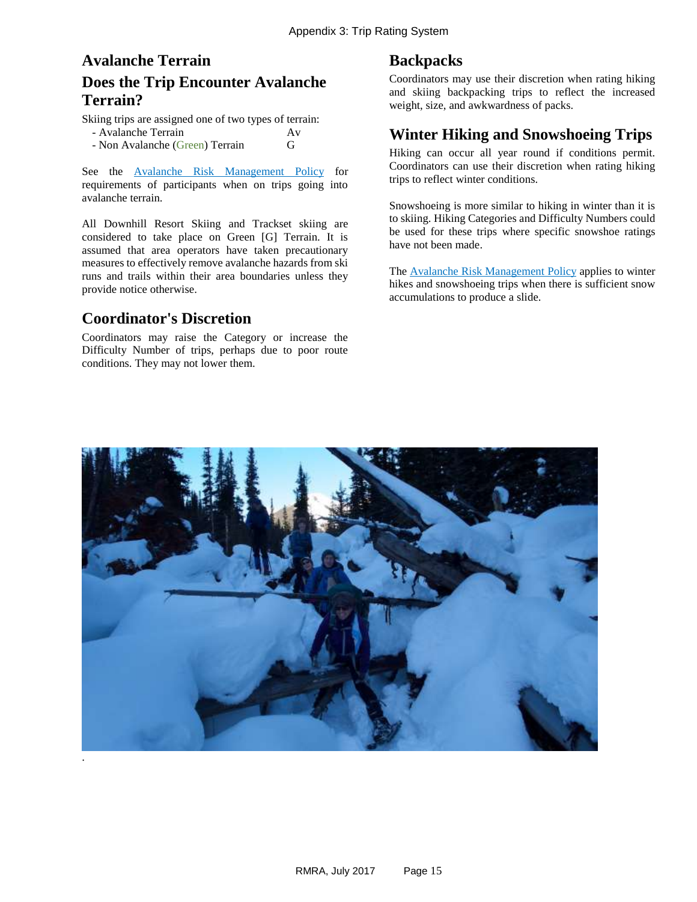## Avalanche Terrain

## Does the Trip Encounter Avalanche Terrain?

Skiing trips are assigned one of two types of terrain:

| | |
|---|---|
| - Avalanche Terrain | Av |
| - Non Avalanche (Green) Terrain | G |

See the Avalanche Risk Management Policy for requirements of participants when on trips going into avalanche terrain.

All Downhill Resort Skiing and Trackset skiing are considered to take place on Green [G] Terrain. It is assumed that area operators have taken precautionary measures to effectively remove avalanche hazards from ski runs and trails within their area boundaries unless they provide notice otherwise.

## Coordinator's Discretion

Coordinators may raise the Category or increase the Difficulty Number of trips, perhaps due to poor route conditions. They may not lower them.

## Backpacks

Coordinators may use their discretion when rating hiking and skiing backpacking trips to reflect the increased weight, size, and awkwardness of packs.

## Winter Hiking and Snowshoeing Trips

Hiking can occur all year round if conditions permit. Coordinators can use their discretion when rating hiking trips to reflect winter conditions.

Snowshoeing is more similar to hiking in winter than it is to skiing. Hiking Categories and Difficulty Numbers could be used for these trips where specific snowshoe ratings have not been made.

The Avalanche Risk Management Policy applies to winter hikes and snowshoeing trips when there is sufficient snow accumulations to produce a slide.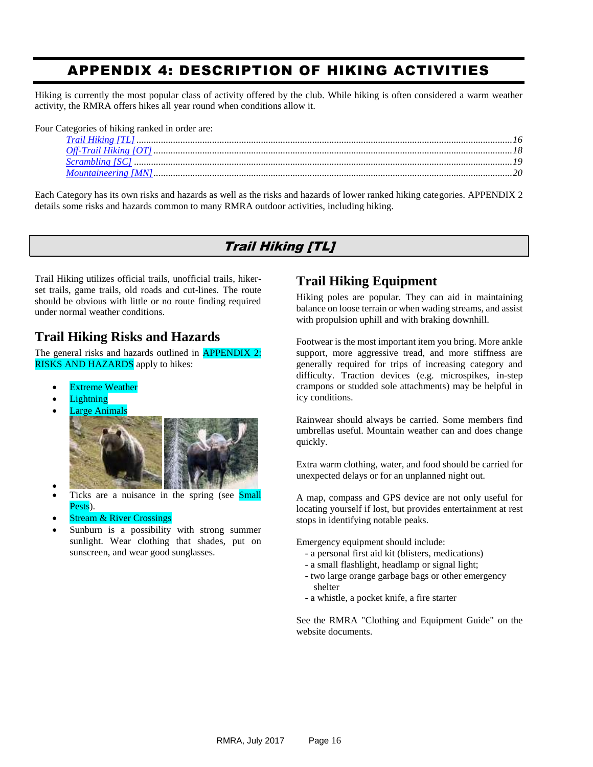# APPENDIX 4: DESCRIPTION OF HIKING ACTIVITIES

Hiking is currently the most popular class of activity offered by the club. While hiking is often considered a warm weather activity, the RMRA offers hikes all year round when conditions allow it.

Four Categories of hiking ranked in order are:

- *Trail Hiking [TL]* ........ 16
- *Off-Trail Hiking [OT]* ........ 18
- *Scrambling [SC]* ........ 19
- *Mountaineering [MN]* ........ 20

Each Category has its own risks and hazards as well as the risks and hazards of lower ranked hiking categories. APPENDIX 2 details some risks and hazards common to many RMRA outdoor activities, including hiking.

## *Trail Hiking [TL]*

Trail Hiking utilizes official trails, unofficial trails, hiker-set trails, game trails, old roads and cut-lines. The route should be obvious with little or no route finding required under normal weather conditions.

### Trail Hiking Risks and Hazards

The general risks and hazards outlined in APPENDIX 2: RISKS AND HAZARDS apply to hikes:

- Extreme Weather
- Lightning
- Large Animals
- Ticks are a nuisance in the spring (see Small Pests).
- Stream & River Crossings
- Sunburn is a possibility with strong summer sunlight. Wear clothing that shades, put on sunscreen, and wear good sunglasses.

### Trail Hiking Equipment

Hiking poles are popular. They can aid in maintaining balance on loose terrain or when wading streams, and assist with propulsion uphill and with braking downhill.

Footwear is the most important item you bring. More ankle support, more aggressive tread, and more stiffness are generally required for trips of increasing category and difficulty. Traction devices (e.g. microspikes, in-step crampons or studded sole attachments) may be helpful in icy conditions.

Rainwear should always be carried. Some members find umbrellas useful. Mountain weather can and does change quickly.

Extra warm clothing, water, and food should be carried for unexpected delays or for an unplanned night out.

A map, compass and GPS device are not only useful for locating yourself if lost, but provides entertainment at rest stops in identifying notable peaks.

Emergency equipment should include:

- a personal first aid kit (blisters, medications)
- a small flashlight, headlamp or signal light;
- two large orange garbage bags or other emergency shelter
- a whistle, a pocket knife, a fire starter

See the RMRA "Clothing and Equipment Guide" on the website documents.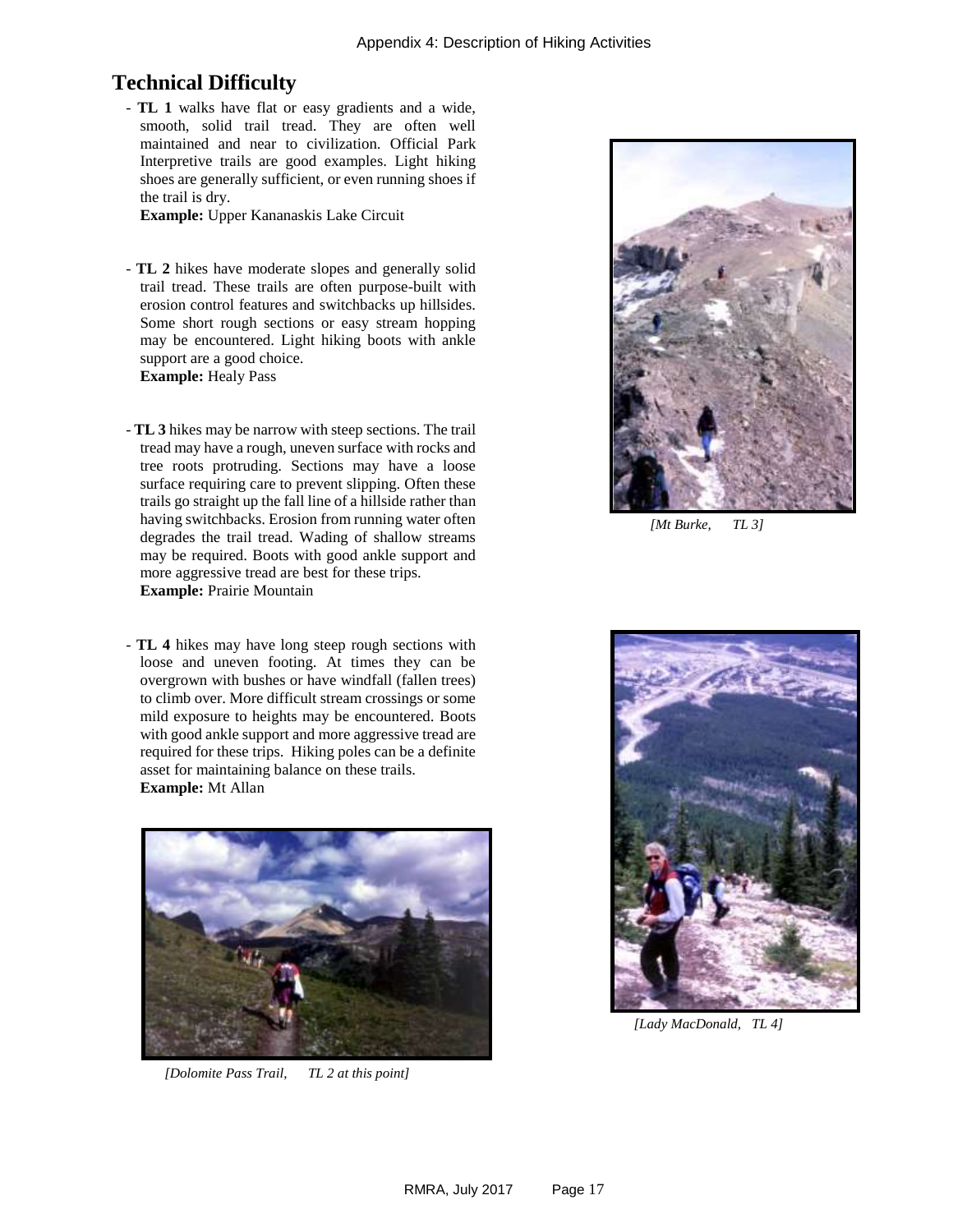# Technical Difficulty

- **TL 1** walks have flat or easy gradients and a wide, smooth, solid trail tread. They are often well maintained and near to civilization. Official Park Interpretive trails are good examples. Light hiking shoes are generally sufficient, or even running shoes if the trail is dry.
  **Example:** Upper Kananaskis Lake Circuit

- **TL 2** hikes have moderate slopes and generally solid trail tread. These trails are often purpose-built with erosion control features and switchbacks up hillsides. Some short rough sections or easy stream hopping may be encountered. Light hiking boots with ankle support are a good choice.
  **Example:** Healy Pass

- **TL 3** hikes may be narrow with steep sections. The trail tread may have a rough, uneven surface with rocks and tree roots protruding. Sections may have a loose surface requiring care to prevent slipping. Often these trails go straight up the fall line of a hillside rather than having switchbacks. Erosion from running water often degrades the trail tread. Wading of shallow streams may be required. Boots with good ankle support and more aggressive tread are best for these trips.
  **Example:** Prairie Mountain

- **TL 4** hikes may have long steep rough sections with loose and uneven footing. At times they can be overgrown with bushes or have windfall (fallen trees) to climb over. More difficult stream crossings or some mild exposure to heights may be encountered. Boots with good ankle support and more aggressive tread are required for these trips. Hiking poles can be a definite asset for maintaining balance on these trails.
  **Example:** Mt Allan

*[Mt Burke, TL 3]*

*[Dolomite Pass Trail, TL 2 at this point]*

*[Lady MacDonald, TL 4]*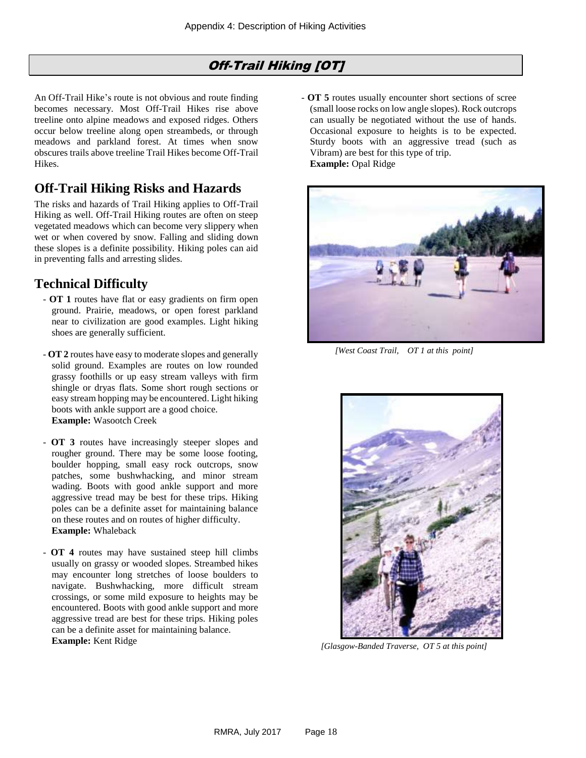## Off-Trail Hiking [OT]

An Off-Trail Hike's route is not obvious and route finding becomes necessary. Most Off-Trail Hikes rise above treeline onto alpine meadows and exposed ridges. Others occur below treeline along open streambeds, or through meadows and parkland forest. At times when snow obscures trails above treeline Trail Hikes become Off-Trail Hikes.

## Off-Trail Hiking Risks and Hazards

The risks and hazards of Trail Hiking applies to Off-Trail Hiking as well. Off-Trail Hiking routes are often on steep vegetated meadows which can become very slippery when wet or when covered by snow. Falling and sliding down these slopes is a definite possibility. Hiking poles can aid in preventing falls and arresting slides.

## Technical Difficulty

- **OT 1** routes have flat or easy gradients on firm open ground. Prairie, meadows, or open forest parkland near to civilization are good examples. Light hiking shoes are generally sufficient.

- **OT 2** routes have easy to moderate slopes and generally solid ground. Examples are routes on low rounded grassy foothills or up easy stream valleys with firm shingle or dryas flats. Some short rough sections or easy stream hopping may be encountered. Light hiking boots with ankle support are a good choice.
  **Example:** Wasootch Creek

- **OT 3** routes have increasingly steeper slopes and rougher ground. There may be some loose footing, boulder hopping, small easy rock outcrops, snow patches, some bushwhacking, and minor stream wading. Boots with good ankle support and more aggressive tread may be best for these trips. Hiking poles can be a definite asset for maintaining balance on these routes and on routes of higher difficulty.
  **Example:** Whaleback

- **OT 4** routes may have sustained steep hill climbs usually on grassy or wooded slopes. Streambed hikes may encounter long stretches of loose boulders to navigate. Bushwhacking, more difficult stream crossings, or some mild exposure to heights may be encountered. Boots with good ankle support and more aggressive tread are best for these trips. Hiking poles can be a definite asset for maintaining balance.
  **Example:** Kent Ridge

- **OT 5** routes usually encounter short sections of scree (small loose rocks on low angle slopes). Rock outcrops can usually be negotiated without the use of hands. Occasional exposure to heights is to be expected. Sturdy boots with an aggressive tread (such as Vibram) are best for this type of trip.
  **Example:** Opal Ridge

*[West Coast Trail, OT 1 at this point]*

*[Glasgow-Banded Traverse, OT 5 at this point]*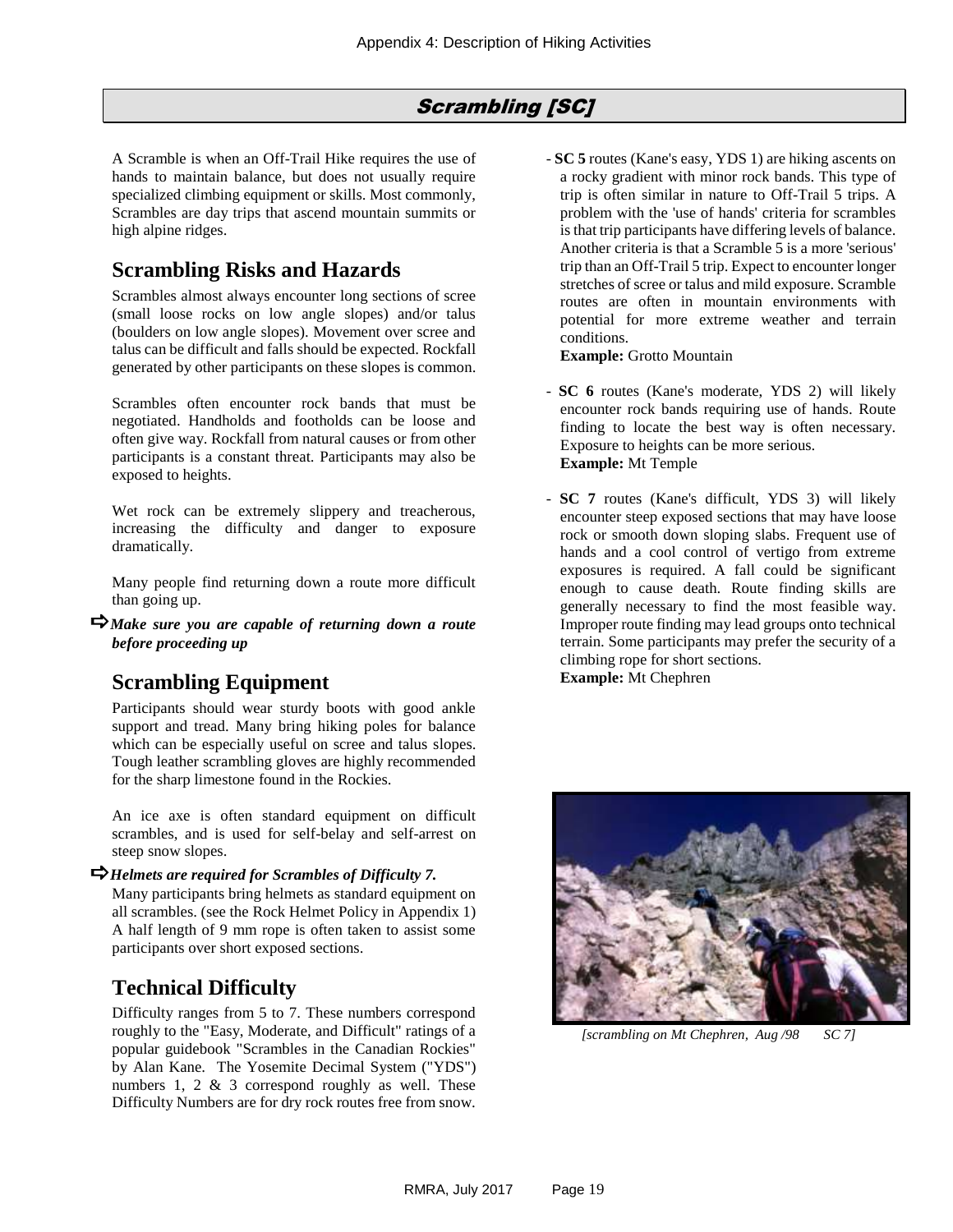# Scrambling [SC]

A Scramble is when an Off-Trail Hike requires the use of hands to maintain balance, but does not usually require specialized climbing equipment or skills. Most commonly, Scrambles are day trips that ascend mountain summits or high alpine ridges.

## Scrambling Risks and Hazards

Scrambles almost always encounter long sections of scree (small loose rocks on low angle slopes) and/or talus (boulders on low angle slopes). Movement over scree and talus can be difficult and falls should be expected. Rockfall generated by other participants on these slopes is common.

Scrambles often encounter rock bands that must be negotiated. Handholds and footholds can be loose and often give way. Rockfall from natural causes or from other participants is a constant threat. Participants may also be exposed to heights.

Wet rock can be extremely slippery and treacherous, increasing the difficulty and danger to exposure dramatically.

Many people find returning down a route more difficult than going up.

➪ ***Make sure you are capable of returning down a route before proceeding up***

## Scrambling Equipment

Participants should wear sturdy boots with good ankle support and tread. Many bring hiking poles for balance which can be especially useful on scree and talus slopes. Tough leather scrambling gloves are highly recommended for the sharp limestone found in the Rockies.

An ice axe is often standard equipment on difficult scrambles, and is used for self-belay and self-arrest on steep snow slopes.

➪ ***Helmets are required for Scrambles of Difficulty 7.***

Many participants bring helmets as standard equipment on all scrambles. (see the Rock Helmet Policy in Appendix 1) A half length of 9 mm rope is often taken to assist some participants over short exposed sections.

## Technical Difficulty

Difficulty ranges from 5 to 7. These numbers correspond roughly to the "Easy, Moderate, and Difficult" ratings of a popular guidebook "Scrambles in the Canadian Rockies" by Alan Kane. The Yosemite Decimal System ("YDS") numbers 1, 2 & 3 correspond roughly as well. These Difficulty Numbers are for dry rock routes free from snow.

- **SC 5** routes (Kane's easy, YDS 1) are hiking ascents on a rocky gradient with minor rock bands. This type of trip is often similar in nature to Off-Trail 5 trips. A problem with the 'use of hands' criteria for scrambles is that trip participants have differing levels of balance. Another criteria is that a Scramble 5 is a more 'serious' trip than an Off-Trail 5 trip. Expect to encounter longer stretches of scree or talus and mild exposure. Scramble routes are often in mountain environments with potential for more extreme weather and terrain conditions.
  **Example:** Grotto Mountain

- **SC 6** routes (Kane's moderate, YDS 2) will likely encounter rock bands requiring use of hands. Route finding to locate the best way is often necessary. Exposure to heights can be more serious.
  **Example:** Mt Temple

- **SC 7** routes (Kane's difficult, YDS 3) will likely encounter steep exposed sections that may have loose rock or smooth down sloping slabs. Frequent use of hands and a cool control of vertigo from extreme exposures is required. A fall could be significant enough to cause death. Route finding skills are generally necessary to find the most feasible way. Improper route finding may lead groups onto technical terrain. Some participants may prefer the security of a climbing rope for short sections.
  **Example:** Mt Chephren

*[scrambling on Mt Chephren, Aug /98 SC 7]*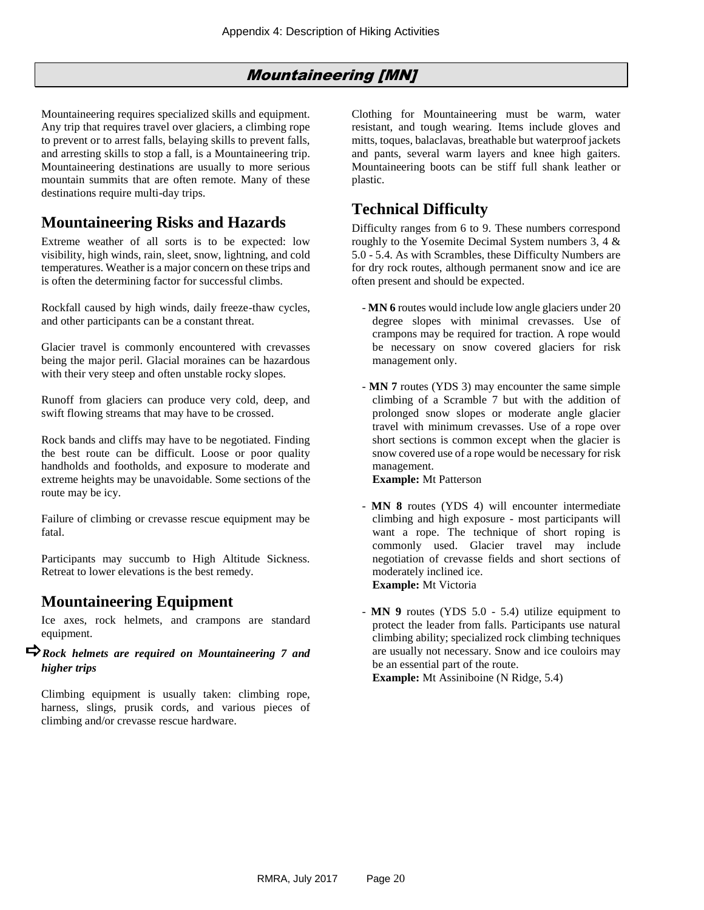## Mountaineering [MN]

Mountaineering requires specialized skills and equipment. Any trip that requires travel over glaciers, a climbing rope to prevent or to arrest falls, belaying skills to prevent falls, and arresting skills to stop a fall, is a Mountaineering trip. Mountaineering destinations are usually to more serious mountain summits that are often remote. Many of these destinations require multi-day trips.

### Mountaineering Risks and Hazards

Extreme weather of all sorts is to be expected: low visibility, high winds, rain, sleet, snow, lightning, and cold temperatures. Weather is a major concern on these trips and is often the determining factor for successful climbs.

Rockfall caused by high winds, daily freeze-thaw cycles, and other participants can be a constant threat.

Glacier travel is commonly encountered with crevasses being the major peril. Glacial moraines can be hazardous with their very steep and often unstable rocky slopes.

Runoff from glaciers can produce very cold, deep, and swift flowing streams that may have to be crossed.

Rock bands and cliffs may have to be negotiated. Finding the best route can be difficult. Loose or poor quality handholds and footholds, and exposure to moderate and extreme heights may be unavoidable. Some sections of the route may be icy.

Failure of climbing or crevasse rescue equipment may be fatal.

Participants may succumb to High Altitude Sickness. Retreat to lower elevations is the best remedy.

### Mountaineering Equipment

Ice axes, rock helmets, and crampons are standard equipment.

➪ ***Rock helmets are required on Mountaineering 7 and higher trips***

Climbing equipment is usually taken: climbing rope, harness, slings, prusik cords, and various pieces of climbing and/or crevasse rescue hardware.

Clothing for Mountaineering must be warm, water resistant, and tough wearing. Items include gloves and mitts, toques, balaclavas, breathable but waterproof jackets and pants, several warm layers and knee high gaiters. Mountaineering boots can be stiff full shank leather or plastic.

### Technical Difficulty

Difficulty ranges from 6 to 9. These numbers correspond roughly to the Yosemite Decimal System numbers 3, 4 & 5.0 - 5.4. As with Scrambles, these Difficulty Numbers are for dry rock routes, although permanent snow and ice are often present and should be expected.

- **MN 6** routes would include low angle glaciers under 20 degree slopes with minimal crevasses. Use of crampons may be required for traction. A rope would be necessary on snow covered glaciers for risk management only.
- **MN 7** routes (YDS 3) may encounter the same simple climbing of a Scramble 7 but with the addition of prolonged snow slopes or moderate angle glacier travel with minimum crevasses. Use of a rope over short sections is common except when the glacier is snow covered use of a rope would be necessary for risk management.
  **Example:** Mt Patterson
- **MN 8** routes (YDS 4) will encounter intermediate climbing and high exposure - most participants will want a rope. The technique of short roping is commonly used. Glacier travel may include negotiation of crevasse fields and short sections of moderately inclined ice.
  **Example:** Mt Victoria
- **MN 9** routes (YDS 5.0 - 5.4) utilize equipment to protect the leader from falls. Participants use natural climbing ability; specialized rock climbing techniques are usually not necessary. Snow and ice couloirs may be an essential part of the route.
  **Example:** Mt Assiniboine (N Ridge, 5.4)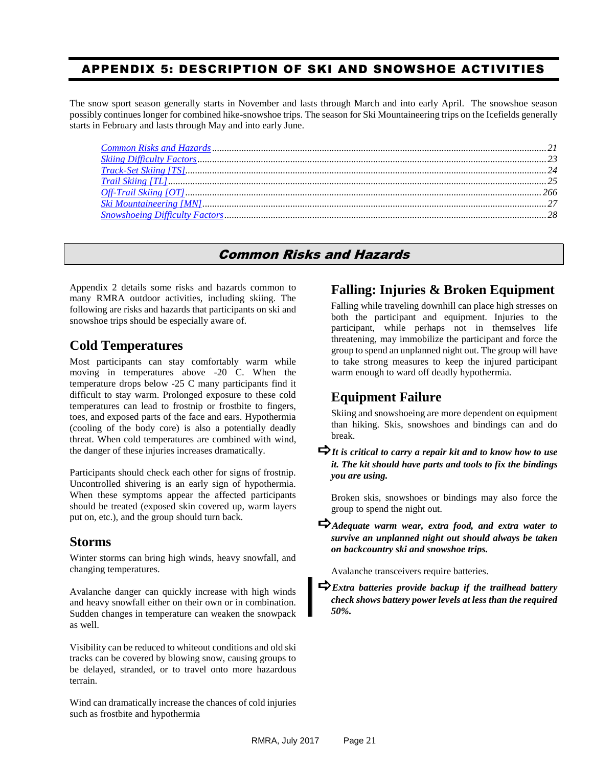# APPENDIX 5: DESCRIPTION OF SKI AND SNOWSHOE ACTIVITIES

The snow sport season generally starts in November and lasts through March and into early April. The snowshoe season possibly continues longer for combined hike-snowshoe trips. The season for Ski Mountaineering trips on the Icefields generally starts in February and lasts through May and into early June.

- *Common Risks and Hazards* ........ 21
- *Skiing Difficulty Factors* ........ 23
- *Track-Set Skiing [TS]* ........ 24
- *Trail Skiing [TL]* ........ 25
- *Off-Trail Skiing [OT]* ........ 266
- *Ski Mountaineering [MN]* ........ 27
- *Snowshoeing Difficulty Factors* ........ 28

## *Common Risks and Hazards*

Appendix 2 details some risks and hazards common to many RMRA outdoor activities, including skiing. The following are risks and hazards that participants on ski and snowshoe trips should be especially aware of.

### Cold Temperatures

Most participants can stay comfortably warm while moving in temperatures above -20 C. When the temperature drops below -25 C many participants find it difficult to stay warm. Prolonged exposure to these cold temperatures can lead to frostnip or frostbite to fingers, toes, and exposed parts of the face and ears. Hypothermia (cooling of the body core) is also a potentially deadly threat. When cold temperatures are combined with wind, the danger of these injuries increases dramatically.

Participants should check each other for signs of frostnip. Uncontrolled shivering is an early sign of hypothermia. When these symptoms appear the affected participants should be treated (exposed skin covered up, warm layers put on, etc.), and the group should turn back.

### Storms

Winter storms can bring high winds, heavy snowfall, and changing temperatures.

Avalanche danger can quickly increase with high winds and heavy snowfall either on their own or in combination. Sudden changes in temperature can weaken the snowpack as well.

Visibility can be reduced to whiteout conditions and old ski tracks can be covered by blowing snow, causing groups to be delayed, stranded, or to travel onto more hazardous terrain.

Wind can dramatically increase the chances of cold injuries such as frostbite and hypothermia

### Falling: Injuries & Broken Equipment

Falling while traveling downhill can place high stresses on both the participant and equipment. Injuries to the participant, while perhaps not in themselves life threatening, may immobilize the participant and force the group to spend an unplanned night out. The group will have to take strong measures to keep the injured participant warm enough to ward off deadly hypothermia.

### Equipment Failure

Skiing and snowshoeing are more dependent on equipment than hiking. Skis, snowshoes and bindings can and do break.

➯ ***It is critical to carry a repair kit and to know how to use it. The kit should have parts and tools to fix the bindings you are using.***

Broken skis, snowshoes or bindings may also force the group to spend the night out.

➯ ***Adequate warm wear, extra food, and extra water to survive an unplanned night out should always be taken on backcountry ski and snowshoe trips.***

Avalanche transceivers require batteries.

➯ ***Extra batteries provide backup if the trailhead battery check shows battery power levels at less than the required 50%.***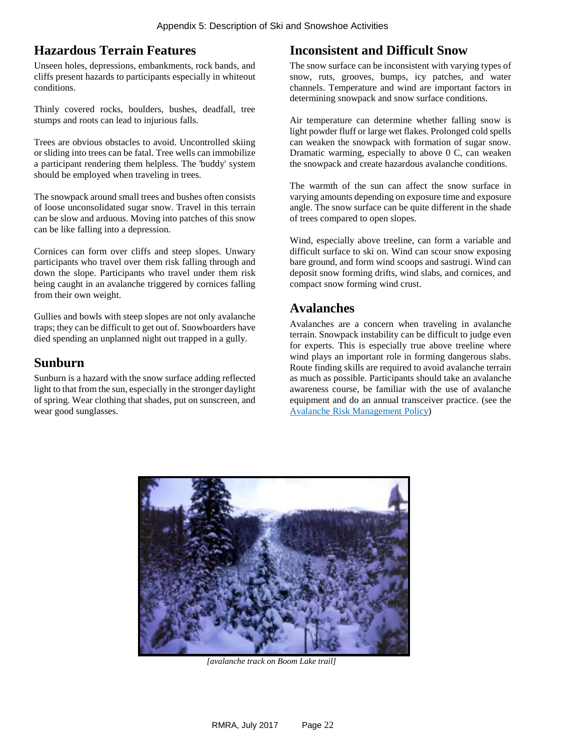## Hazardous Terrain Features

Unseen holes, depressions, embankments, rock bands, and cliffs present hazards to participants especially in whiteout conditions.

Thinly covered rocks, boulders, bushes, deadfall, tree stumps and roots can lead to injurious falls.

Trees are obvious obstacles to avoid. Uncontrolled skiing or sliding into trees can be fatal. Tree wells can immobilize a participant rendering them helpless. The 'buddy' system should be employed when traveling in trees.

The snowpack around small trees and bushes often consists of loose unconsolidated sugar snow. Travel in this terrain can be slow and arduous. Moving into patches of this snow can be like falling into a depression.

Cornices can form over cliffs and steep slopes. Unwary participants who travel over them risk falling through and down the slope. Participants who travel under them risk being caught in an avalanche triggered by cornices falling from their own weight.

Gullies and bowls with steep slopes are not only avalanche traps; they can be difficult to get out of. Snowboarders have died spending an unplanned night out trapped in a gully.

## Sunburn

Sunburn is a hazard with the snow surface adding reflected light to that from the sun, especially in the stronger daylight of spring. Wear clothing that shades, put on sunscreen, and wear good sunglasses.

## Inconsistent and Difficult Snow

The snow surface can be inconsistent with varying types of snow, ruts, grooves, bumps, icy patches, and water channels. Temperature and wind are important factors in determining snowpack and snow surface conditions.

Air temperature can determine whether falling snow is light powder fluff or large wet flakes. Prolonged cold spells can weaken the snowpack with formation of sugar snow. Dramatic warming, especially to above 0 C, can weaken the snowpack and create hazardous avalanche conditions.

The warmth of the sun can affect the snow surface in varying amounts depending on exposure time and exposure angle. The snow surface can be quite different in the shade of trees compared to open slopes.

Wind, especially above treeline, can form a variable and difficult surface to ski on. Wind can scour snow exposing bare ground, and form wind scoops and sastrugi. Wind can deposit snow forming drifts, wind slabs, and cornices, and compact snow forming wind crust.

## Avalanches

Avalanches are a concern when traveling in avalanche terrain. Snowpack instability can be difficult to judge even for experts. This is especially true above treeline where wind plays an important role in forming dangerous slabs. Route finding skills are required to avoid avalanche terrain as much as possible. Participants should take an avalanche awareness course, be familiar with the use of avalanche equipment and do an annual transceiver practice. (see the Avalanche Risk Management Policy)

*[avalanche track on Boom Lake trail]*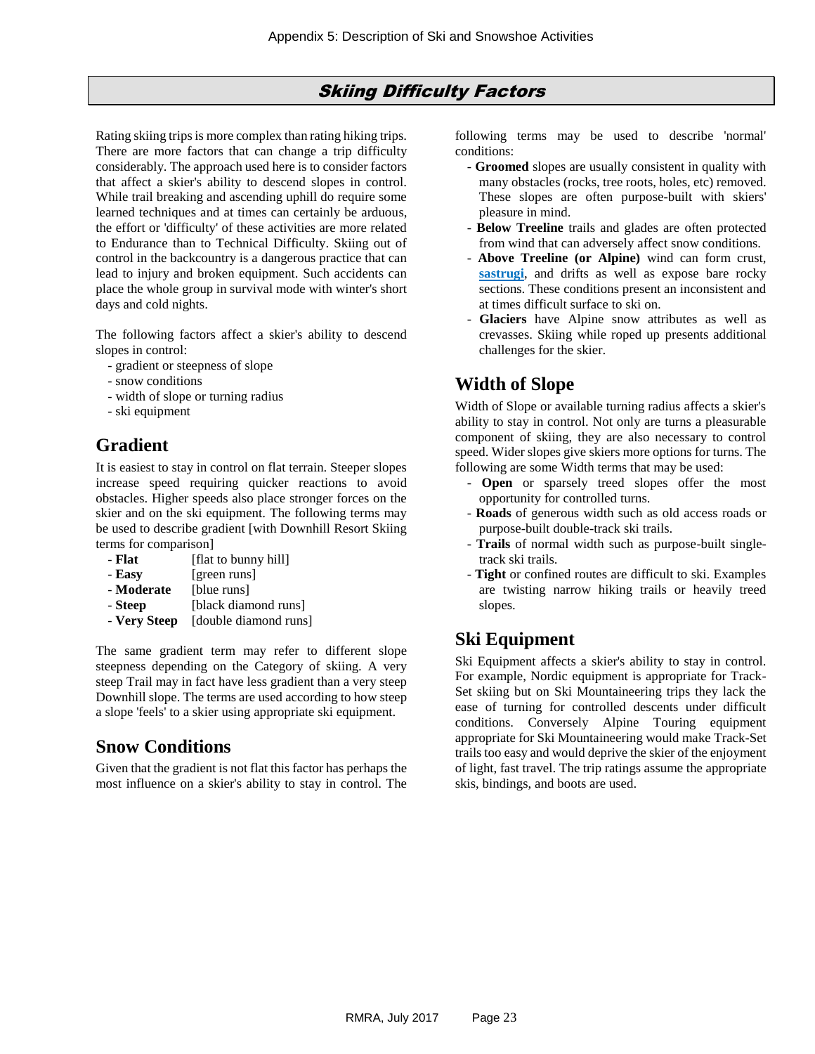## Skiing Difficulty Factors

Rating skiing trips is more complex than rating hiking trips. There are more factors that can change a trip difficulty considerably. The approach used here is to consider factors that affect a skier's ability to descend slopes in control. While trail breaking and ascending uphill do require some learned techniques and at times can certainly be arduous, the effort or 'difficulty' of these activities are more related to Endurance than to Technical Difficulty. Skiing out of control in the backcountry is a dangerous practice that can lead to injury and broken equipment. Such accidents can place the whole group in survival mode with winter's short days and cold nights.

The following factors affect a skier's ability to descend slopes in control:

- gradient or steepness of slope
- snow conditions
- width of slope or turning radius
- ski equipment

## Gradient

It is easiest to stay in control on flat terrain. Steeper slopes increase speed requiring quicker reactions to avoid obstacles. Higher speeds also place stronger forces on the skier and on the ski equipment. The following terms may be used to describe gradient [with Downhill Resort Skiing terms for comparison]

- **Flat** [flat to bunny hill]
- **Easy** [green runs]
- **Moderate** [blue runs]
- **Steep** [black diamond runs]
- **Very Steep** [double diamond runs]

The same gradient term may refer to different slope steepness depending on the Category of skiing. A very steep Trail may in fact have less gradient than a very steep Downhill slope. The terms are used according to how steep a slope 'feels' to a skier using appropriate ski equipment.

## Snow Conditions

Given that the gradient is not flat this factor has perhaps the most influence on a skier's ability to stay in control. The following terms may be used to describe 'normal' conditions:

- **Groomed** slopes are usually consistent in quality with many obstacles (rocks, tree roots, holes, etc) removed. These slopes are often purpose-built with skiers' pleasure in mind.
- **Below Treeline** trails and glades are often protected from wind that can adversely affect snow conditions.
- **Above Treeline (or Alpine)** wind can form crust, **sastrugi**, and drifts as well as expose bare rocky sections. These conditions present an inconsistent and at times difficult surface to ski on.
- **Glaciers** have Alpine snow attributes as well as crevasses. Skiing while roped up presents additional challenges for the skier.

## Width of Slope

Width of Slope or available turning radius affects a skier's ability to stay in control. Not only are turns a pleasurable component of skiing, they are also necessary to control speed. Wider slopes give skiers more options for turns. The following are some Width terms that may be used:

- **Open** or sparsely treed slopes offer the most opportunity for controlled turns.
- **Roads** of generous width such as old access roads or purpose-built double-track ski trails.
- **Trails** of normal width such as purpose-built single-track ski trails.
- **Tight** or confined routes are difficult to ski. Examples are twisting narrow hiking trails or heavily treed slopes.

## Ski Equipment

Ski Equipment affects a skier's ability to stay in control. For example, Nordic equipment is appropriate for Track-Set skiing but on Ski Mountaineering trips they lack the ease of turning for controlled descents under difficult conditions. Conversely Alpine Touring equipment appropriate for Ski Mountaineering would make Track-Set trails too easy and would deprive the skier of the enjoyment of light, fast travel. The trip ratings assume the appropriate skis, bindings, and boots are used.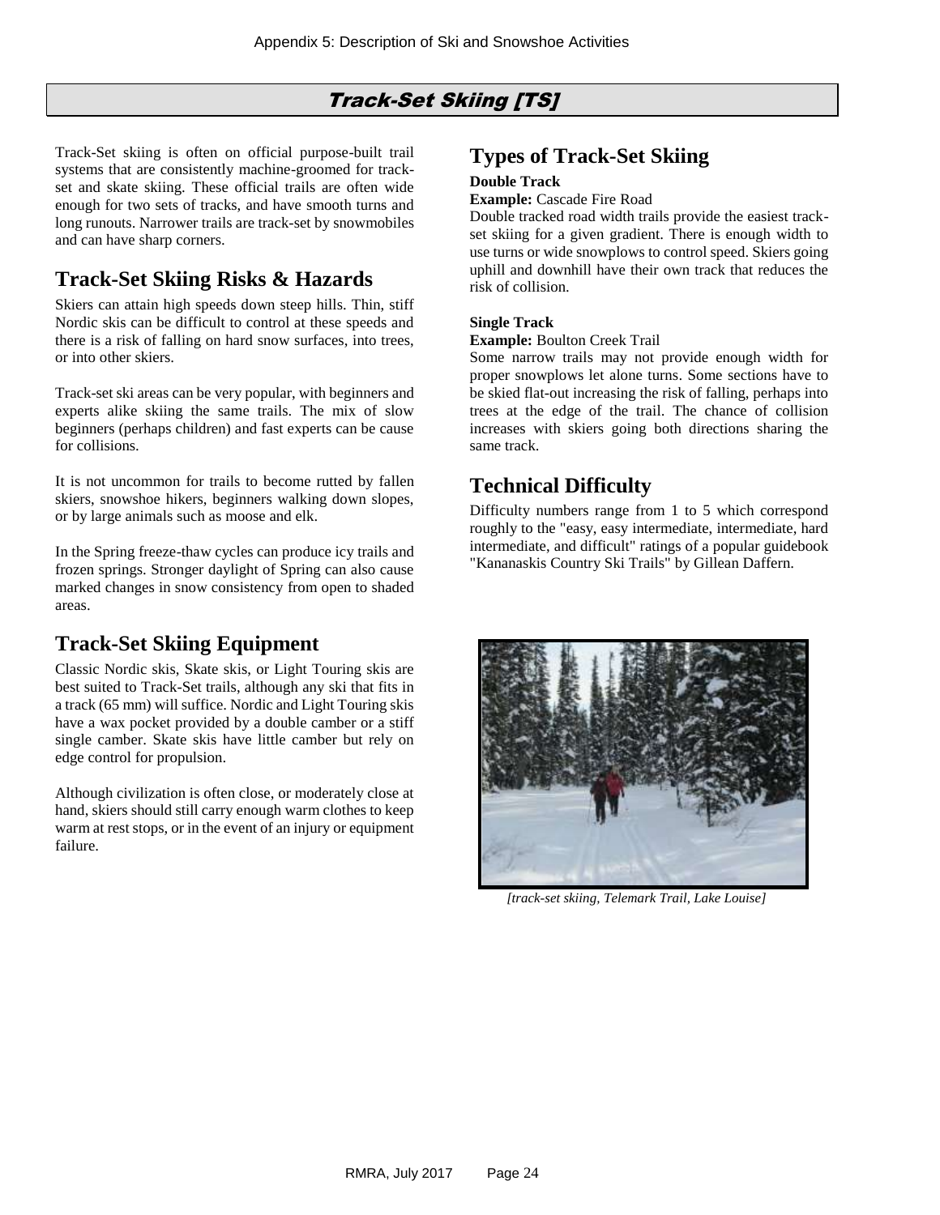# Track-Set Skiing [TS]

Track-Set skiing is often on official purpose-built trail systems that are consistently machine-groomed for track-set and skate skiing. These official trails are often wide enough for two sets of tracks, and have smooth turns and long runouts. Narrower trails are track-set by snowmobiles and can have sharp corners.

## Track-Set Skiing Risks & Hazards

Skiers can attain high speeds down steep hills. Thin, stiff Nordic skis can be difficult to control at these speeds and there is a risk of falling on hard snow surfaces, into trees, or into other skiers.

Track-set ski areas can be very popular, with beginners and experts alike skiing the same trails. The mix of slow beginners (perhaps children) and fast experts can be cause for collisions.

It is not uncommon for trails to become rutted by fallen skiers, snowshoe hikers, beginners walking down slopes, or by large animals such as moose and elk.

In the Spring freeze-thaw cycles can produce icy trails and frozen springs. Stronger daylight of Spring can also cause marked changes in snow consistency from open to shaded areas.

## Track-Set Skiing Equipment

Classic Nordic skis, Skate skis, or Light Touring skis are best suited to Track-Set trails, although any ski that fits in a track (65 mm) will suffice. Nordic and Light Touring skis have a wax pocket provided by a double camber or a stiff single camber. Skate skis have little camber but rely on edge control for propulsion.

Although civilization is often close, or moderately close at hand, skiers should still carry enough warm clothes to keep warm at rest stops, or in the event of an injury or equipment failure.

## Types of Track-Set Skiing

**Double Track**

**Example:** Cascade Fire Road

Double tracked road width trails provide the easiest track-set skiing for a given gradient. There is enough width to use turns or wide snowplows to control speed. Skiers going uphill and downhill have their own track that reduces the risk of collision.

**Single Track**

**Example:** Boulton Creek Trail

Some narrow trails may not provide enough width for proper snowplows let alone turns. Some sections have to be skied flat-out increasing the risk of falling, perhaps into trees at the edge of the trail. The chance of collision increases with skiers going both directions sharing the same track.

## Technical Difficulty

Difficulty numbers range from 1 to 5 which correspond roughly to the "easy, easy intermediate, intermediate, hard intermediate, and difficult" ratings of a popular guidebook "Kananaskis Country Ski Trails" by Gillean Daffern.

*[track-set skiing, Telemark Trail, Lake Louise]*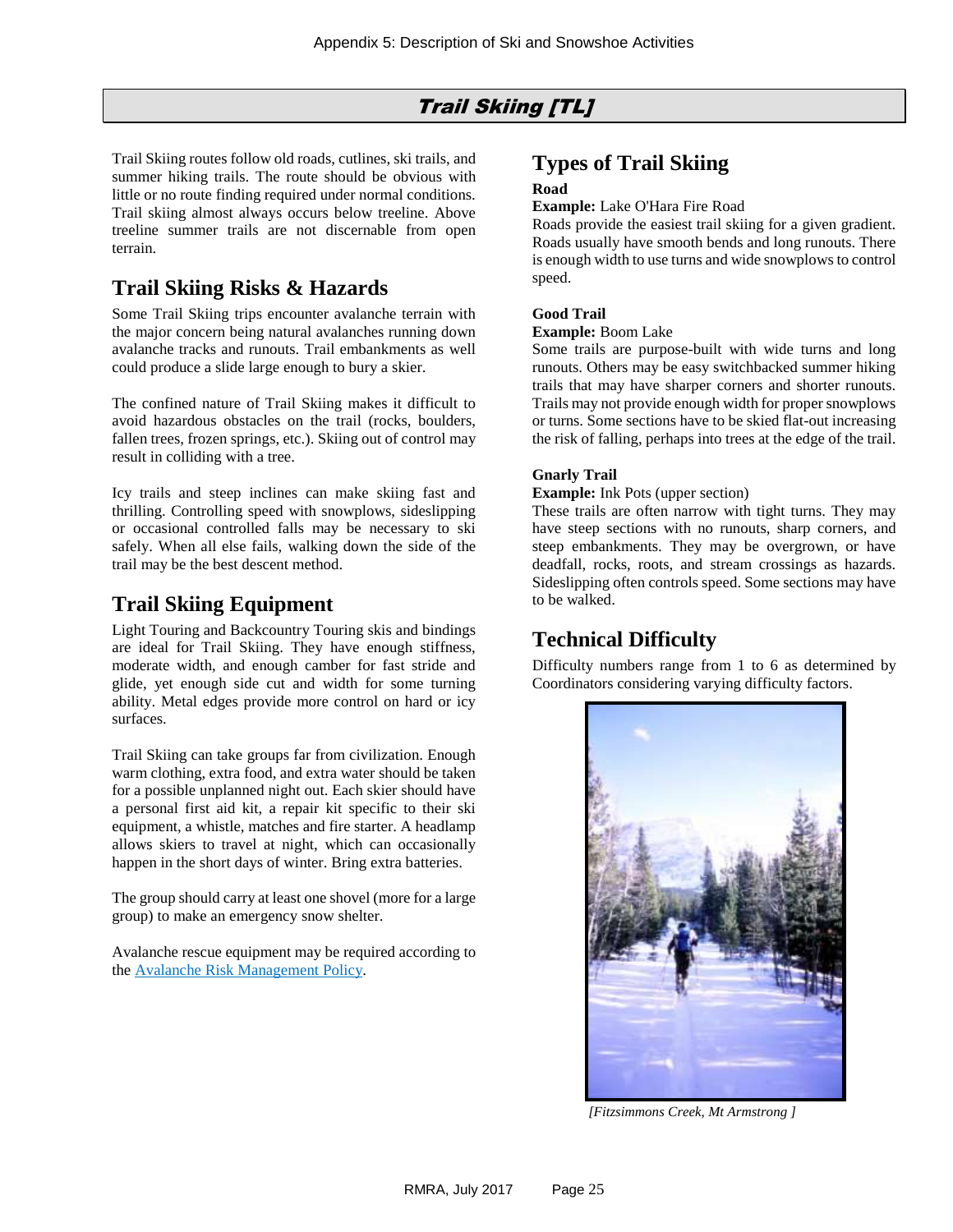# Trail Skiing [TL]

Trail Skiing routes follow old roads, cutlines, ski trails, and summer hiking trails. The route should be obvious with little or no route finding required under normal conditions. Trail skiing almost always occurs below treeline. Above treeline summer trails are not discernable from open terrain.

## Trail Skiing Risks & Hazards

Some Trail Skiing trips encounter avalanche terrain with the major concern being natural avalanches running down avalanche tracks and runouts. Trail embankments as well could produce a slide large enough to bury a skier.

The confined nature of Trail Skiing makes it difficult to avoid hazardous obstacles on the trail (rocks, boulders, fallen trees, frozen springs, etc.). Skiing out of control may result in colliding with a tree.

Icy trails and steep inclines can make skiing fast and thrilling. Controlling speed with snowplows, sideslipping or occasional controlled falls may be necessary to ski safely. When all else fails, walking down the side of the trail may be the best descent method.

## Trail Skiing Equipment

Light Touring and Backcountry Touring skis and bindings are ideal for Trail Skiing. They have enough stiffness, moderate width, and enough camber for fast stride and glide, yet enough side cut and width for some turning ability. Metal edges provide more control on hard or icy surfaces.

Trail Skiing can take groups far from civilization. Enough warm clothing, extra food, and extra water should be taken for a possible unplanned night out. Each skier should have a personal first aid kit, a repair kit specific to their ski equipment, a whistle, matches and fire starter. A headlamp allows skiers to travel at night, which can occasionally happen in the short days of winter. Bring extra batteries.

The group should carry at least one shovel (more for a large group) to make an emergency snow shelter.

Avalanche rescue equipment may be required according to the Avalanche Risk Management Policy.

## Types of Trail Skiing

**Road**

**Example:** Lake O'Hara Fire Road

Roads provide the easiest trail skiing for a given gradient. Roads usually have smooth bends and long runouts. There is enough width to use turns and wide snowplows to control speed.

**Good Trail**

**Example:** Boom Lake

Some trails are purpose-built with wide turns and long runouts. Others may be easy switchbacked summer hiking trails that may have sharper corners and shorter runouts. Trails may not provide enough width for proper snowplows or turns. Some sections have to be skied flat-out increasing the risk of falling, perhaps into trees at the edge of the trail.

**Gnarly Trail**

**Example:** Ink Pots (upper section)

These trails are often narrow with tight turns. They may have steep sections with no runouts, sharp corners, and steep embankments. They may be overgrown, or have deadfall, rocks, roots, and stream crossings as hazards. Sideslipping often controls speed. Some sections may have to be walked.

## Technical Difficulty

Difficulty numbers range from 1 to 6 as determined by Coordinators considering varying difficulty factors.

*[Fitzsimmons Creek, Mt Armstrong ]*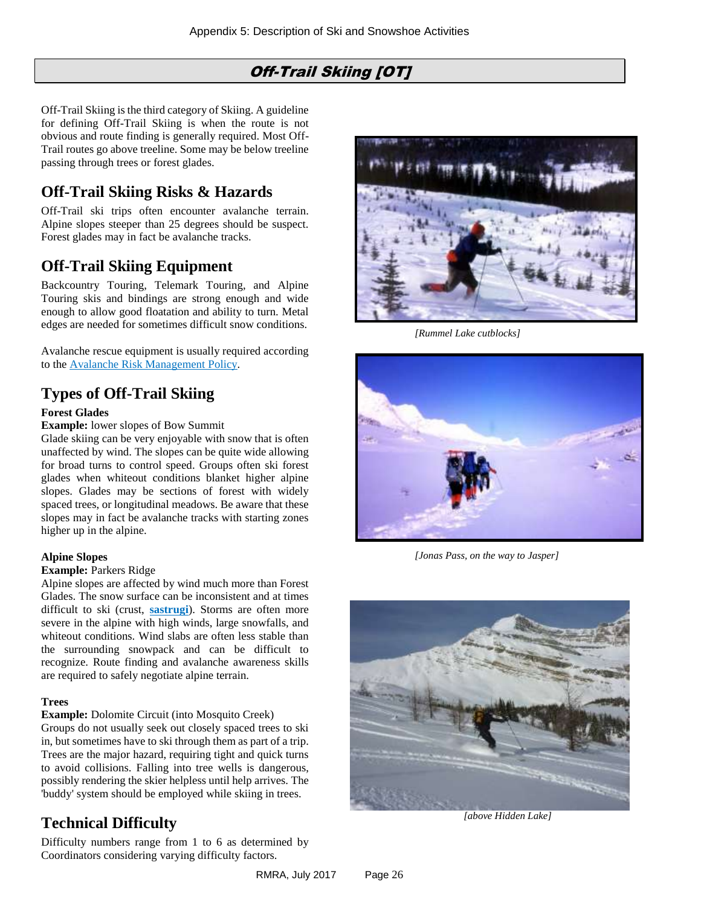## Off-Trail Skiing [OT]

Off-Trail Skiing is the third category of Skiing. A guideline for defining Off-Trail Skiing is when the route is not obvious and route finding is generally required. Most Off-Trail routes go above treeline. Some may be below treeline passing through trees or forest glades.

## Off-Trail Skiing Risks & Hazards

Off-Trail ski trips often encounter avalanche terrain. Alpine slopes steeper than 25 degrees should be suspect. Forest glades may in fact be avalanche tracks.

## Off-Trail Skiing Equipment

Backcountry Touring, Telemark Touring, and Alpine Touring skis and bindings are strong enough and wide enough to allow good floatation and ability to turn. Metal edges are needed for sometimes difficult snow conditions.

Avalanche rescue equipment is usually required according to the Avalanche Risk Management Policy.

## Types of Off-Trail Skiing

**Forest Glades**

**Example:** lower slopes of Bow Summit

Glade skiing can be very enjoyable with snow that is often unaffected by wind. The slopes can be quite wide allowing for broad turns to control speed. Groups often ski forest glades when whiteout conditions blanket higher alpine slopes. Glades may be sections of forest with widely spaced trees, or longitudinal meadows. Be aware that these slopes may in fact be avalanche tracks with starting zones higher up in the alpine.

**Alpine Slopes**

**Example:** Parkers Ridge

Alpine slopes are affected by wind much more than Forest Glades. The snow surface can be inconsistent and at times difficult to ski (crust, **sastrugi**). Storms are often more severe in the alpine with high winds, large snowfalls, and whiteout conditions. Wind slabs are often less stable than the surrounding snowpack and can be difficult to recognize. Route finding and avalanche awareness skills are required to safely negotiate alpine terrain.

**Trees**

**Example:** Dolomite Circuit (into Mosquito Creek)

Groups do not usually seek out closely spaced trees to ski in, but sometimes have to ski through them as part of a trip. Trees are the major hazard, requiring tight and quick turns to avoid collisions. Falling into tree wells is dangerous, possibly rendering the skier helpless until help arrives. The 'buddy' system should be employed while skiing in trees.

## Technical Difficulty

Difficulty numbers range from 1 to 6 as determined by Coordinators considering varying difficulty factors.

*[Rummel Lake cutblocks]*

*[Jonas Pass, on the way to Jasper]*

*[above Hidden Lake]*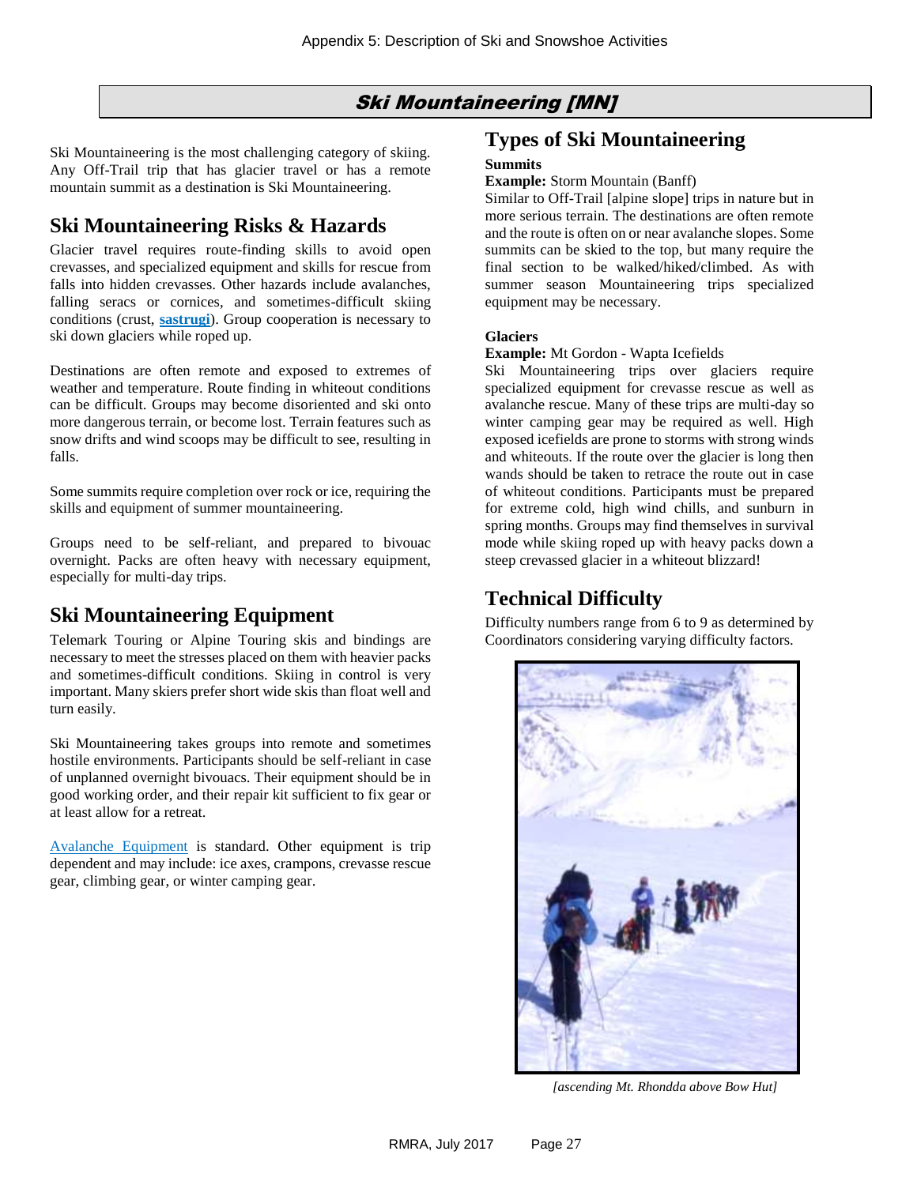# Ski Mountaineering [MN]

Ski Mountaineering is the most challenging category of skiing. Any Off-Trail trip that has glacier travel or has a remote mountain summit as a destination is Ski Mountaineering.

## Ski Mountaineering Risks & Hazards

Glacier travel requires route-finding skills to avoid open crevasses, and specialized equipment and skills for rescue from falls into hidden crevasses. Other hazards include avalanches, falling seracs or cornices, and sometimes-difficult skiing conditions (crust, **sastrugi**). Group cooperation is necessary to ski down glaciers while roped up.

Destinations are often remote and exposed to extremes of weather and temperature. Route finding in whiteout conditions can be difficult. Groups may become disoriented and ski onto more dangerous terrain, or become lost. Terrain features such as snow drifts and wind scoops may be difficult to see, resulting in falls.

Some summits require completion over rock or ice, requiring the skills and equipment of summer mountaineering.

Groups need to be self-reliant, and prepared to bivouac overnight. Packs are often heavy with necessary equipment, especially for multi-day trips.

## Ski Mountaineering Equipment

Telemark Touring or Alpine Touring skis and bindings are necessary to meet the stresses placed on them with heavier packs and sometimes-difficult conditions. Skiing in control is very important. Many skiers prefer short wide skis than float well and turn easily.

Ski Mountaineering takes groups into remote and sometimes hostile environments. Participants should be self-reliant in case of unplanned overnight bivouacs. Their equipment should be in good working order, and their repair kit sufficient to fix gear or at least allow for a retreat.

Avalanche Equipment is standard. Other equipment is trip dependent and may include: ice axes, crampons, crevasse rescue gear, climbing gear, or winter camping gear.

## Types of Ski Mountaineering

**Summits**

**Example:** Storm Mountain (Banff)

Similar to Off-Trail [alpine slope] trips in nature but in more serious terrain. The destinations are often remote and the route is often on or near avalanche slopes. Some summits can be skied to the top, but many require the final section to be walked/hiked/climbed. As with summer season Mountaineering trips specialized equipment may be necessary.

**Glaciers**

**Example:** Mt Gordon - Wapta Icefields

Ski Mountaineering trips over glaciers require specialized equipment for crevasse rescue as well as avalanche rescue. Many of these trips are multi-day so winter camping gear may be required as well. High exposed icefields are prone to storms with strong winds and whiteouts. If the route over the glacier is long then wands should be taken to retrace the route out in case of whiteout conditions. Participants must be prepared for extreme cold, high wind chills, and sunburn in spring months. Groups may find themselves in survival mode while skiing roped up with heavy packs down a steep crevassed glacier in a whiteout blizzard!

## Technical Difficulty

Difficulty numbers range from 6 to 9 as determined by Coordinators considering varying difficulty factors.

*[ascending Mt. Rhondda above Bow Hut]*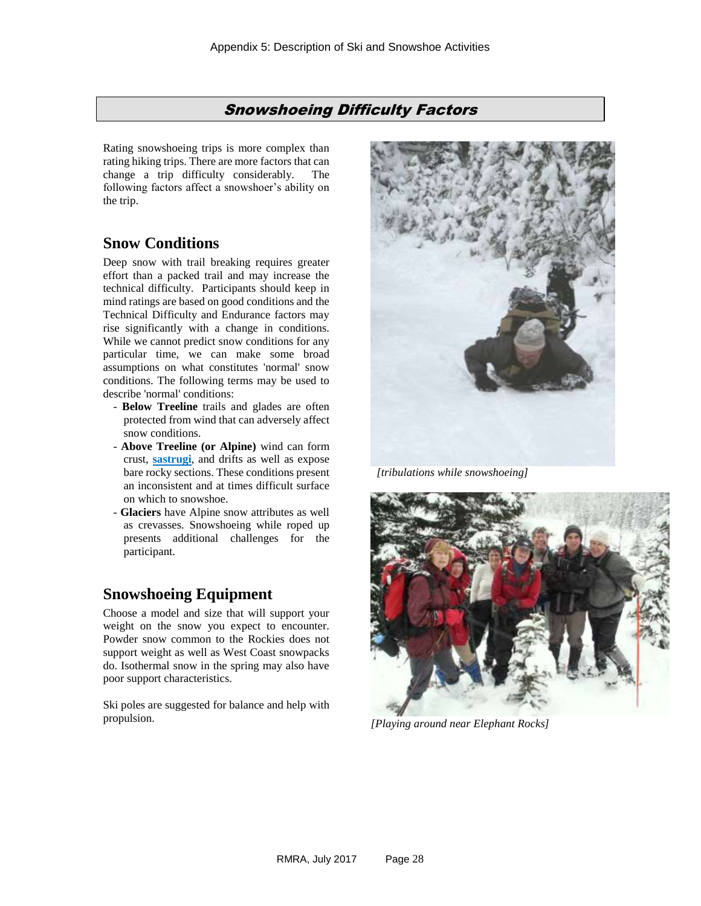## Snowshoeing Difficulty Factors

Rating snowshoeing trips is more complex than rating hiking trips. There are more factors that can change a trip difficulty considerably. The following factors affect a snowshoer's ability on the trip.

### Snow Conditions

Deep snow with trail breaking requires greater effort than a packed trail and may increase the technical difficulty. Participants should keep in mind ratings are based on good conditions and the Technical Difficulty and Endurance factors may rise significantly with a change in conditions. While we cannot predict snow conditions for any particular time, we can make some broad assumptions on what constitutes 'normal' snow conditions. The following terms may be used to describe 'normal' conditions:

- **Below Treeline** trails and glades are often protected from wind that can adversely affect snow conditions.
- **Above Treeline (or Alpine)** wind can form crust, **sastrugi**, and drifts as well as expose bare rocky sections. These conditions present an inconsistent and at times difficult surface on which to snowshoe.
- **Glaciers** have Alpine snow attributes as well as crevasses. Snowshoeing while roped up presents additional challenges for the participant.

### Snowshoeing Equipment

Choose a model and size that will support your weight on the snow you expect to encounter. Powder snow common to the Rockies does not support weight as well as West Coast snowpacks do. Isothermal snow in the spring may also have poor support characteristics.

Ski poles are suggested for balance and help with propulsion.

*[tribulations while snowshoeing]*

*[Playing around near Elephant Rocks]*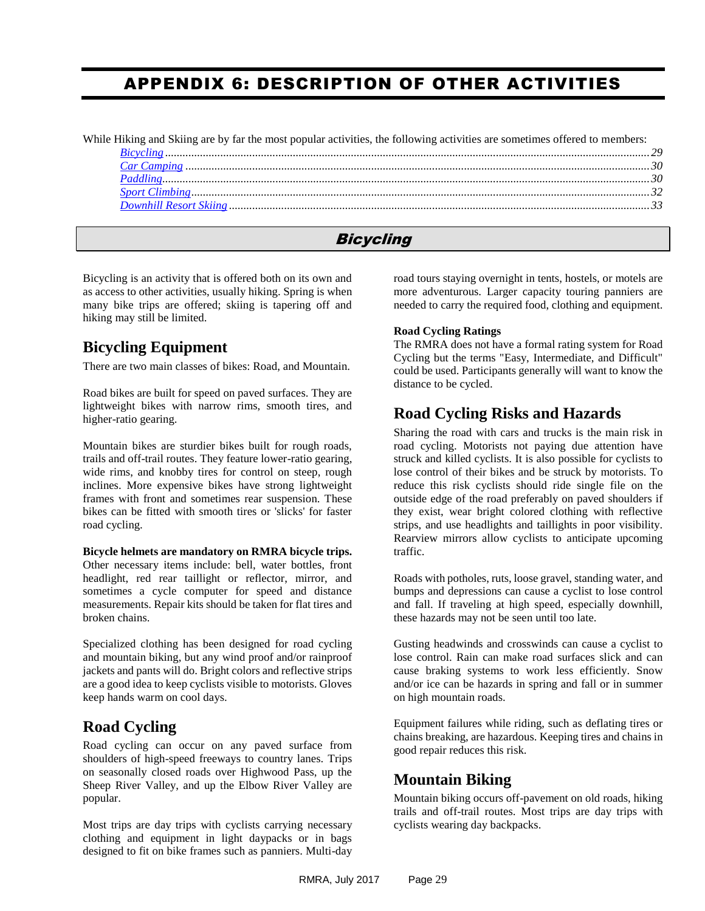# APPENDIX 6: DESCRIPTION OF OTHER ACTIVITIES

While Hiking and Skiing are by far the most popular activities, the following activities are sometimes offered to members:

- *Bicycling* ........ 29
- *Car Camping* ........ 30
- *Paddling* ........ 30
- *Sport Climbing* ........ 32
- *Downhill Resort Skiing* ........ 33

## *Bicycling*

Bicycling is an activity that is offered both on its own and as access to other activities, usually hiking. Spring is when many bike trips are offered; skiing is tapering off and hiking may still be limited.

### Bicycling Equipment

There are two main classes of bikes: Road, and Mountain.

Road bikes are built for speed on paved surfaces. They are lightweight bikes with narrow rims, smooth tires, and higher-ratio gearing.

Mountain bikes are sturdier bikes built for rough roads, trails and off-trail routes. They feature lower-ratio gearing, wide rims, and knobby tires for control on steep, rough inclines. More expensive bikes have strong lightweight frames with front and sometimes rear suspension. These bikes can be fitted with smooth tires or 'slicks' for faster road cycling.

**Bicycle helmets are mandatory on RMRA bicycle trips.** Other necessary items include: bell, water bottles, front headlight, red rear taillight or reflector, mirror, and sometimes a cycle computer for speed and distance measurements. Repair kits should be taken for flat tires and broken chains.

Specialized clothing has been designed for road cycling and mountain biking, but any wind proof and/or rainproof jackets and pants will do. Bright colors and reflective strips are a good idea to keep cyclists visible to motorists. Gloves keep hands warm on cool days.

### Road Cycling

Road cycling can occur on any paved surface from shoulders of high-speed freeways to country lanes. Trips on seasonally closed roads over Highwood Pass, up the Sheep River Valley, and up the Elbow River Valley are popular.

Most trips are day trips with cyclists carrying necessary clothing and equipment in light daypacks or in bags designed to fit on bike frames such as panniers. Multi-day road tours staying overnight in tents, hostels, or motels are more adventurous. Larger capacity touring panniers are needed to carry the required food, clothing and equipment.

**Road Cycling Ratings**

The RMRA does not have a formal rating system for Road Cycling but the terms "Easy, Intermediate, and Difficult" could be used. Participants generally will want to know the distance to be cycled.

### Road Cycling Risks and Hazards

Sharing the road with cars and trucks is the main risk in road cycling. Motorists not paying due attention have struck and killed cyclists. It is also possible for cyclists to lose control of their bikes and be struck by motorists. To reduce this risk cyclists should ride single file on the outside edge of the road preferably on paved shoulders if they exist, wear bright colored clothing with reflective strips, and use headlights and taillights in poor visibility. Rearview mirrors allow cyclists to anticipate upcoming traffic.

Roads with potholes, ruts, loose gravel, standing water, and bumps and depressions can cause a cyclist to lose control and fall. If traveling at high speed, especially downhill, these hazards may not be seen until too late.

Gusting headwinds and crosswinds can cause a cyclist to lose control. Rain can make road surfaces slick and can cause braking systems to work less efficiently. Snow and/or ice can be hazards in spring and fall or in summer on high mountain roads.

Equipment failures while riding, such as deflating tires or chains breaking, are hazardous. Keeping tires and chains in good repair reduces this risk.

### Mountain Biking

Mountain biking occurs off-pavement on old roads, hiking trails and off-trail routes. Most trips are day trips with cyclists wearing day backpacks.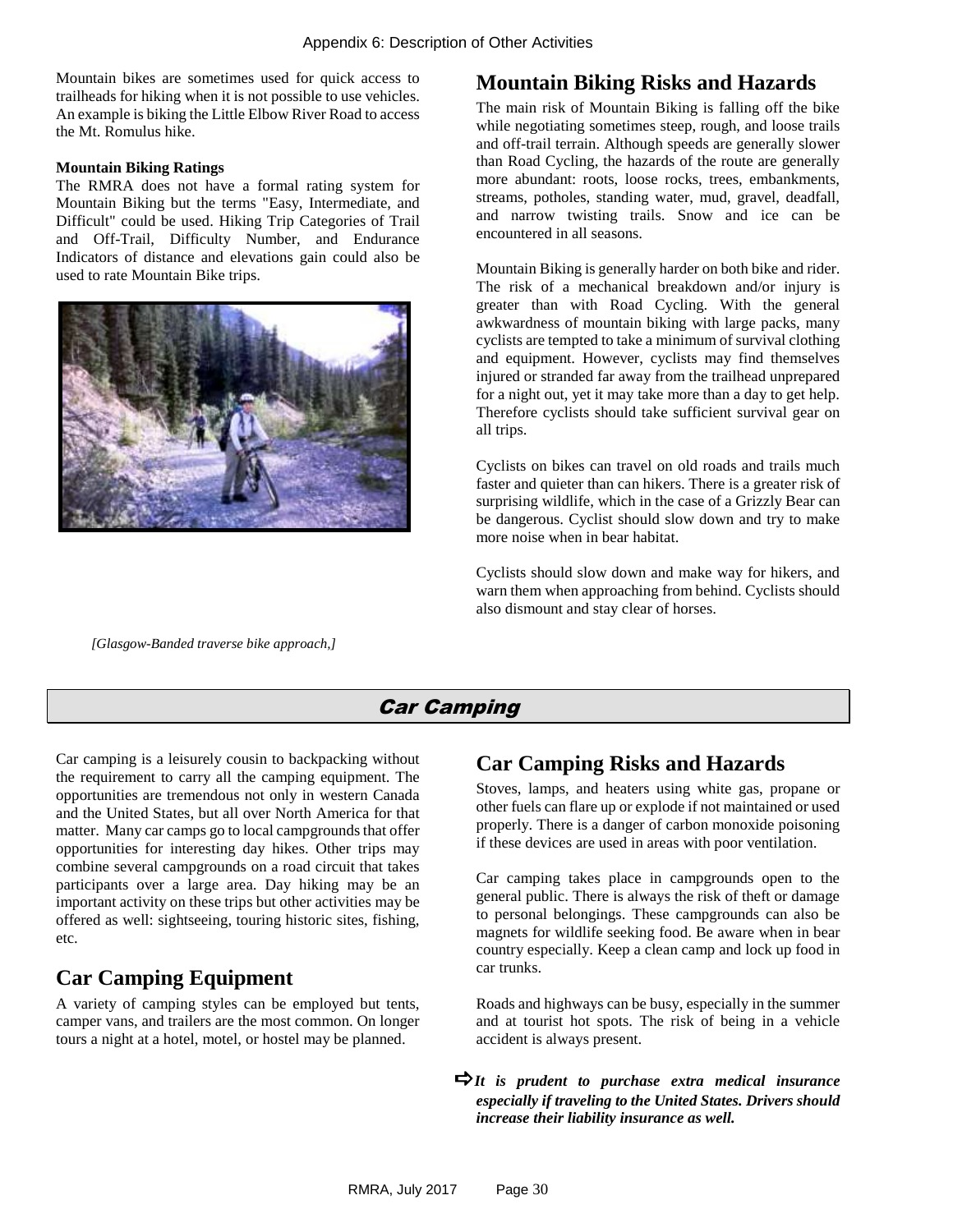Mountain bikes are sometimes used for quick access to trailheads for hiking when it is not possible to use vehicles. An example is biking the Little Elbow River Road to access the Mt. Romulus hike.

**Mountain Biking Ratings**

The RMRA does not have a formal rating system for Mountain Biking but the terms "Easy, Intermediate, and Difficult" could be used. Hiking Trip Categories of Trail and Off-Trail, Difficulty Number, and Endurance Indicators of distance and elevations gain could also be used to rate Mountain Bike trips.

*[Glasgow-Banded traverse bike approach,]*

## Mountain Biking Risks and Hazards

The main risk of Mountain Biking is falling off the bike while negotiating sometimes steep, rough, and loose trails and off-trail terrain. Although speeds are generally slower than Road Cycling, the hazards of the route are generally more abundant: roots, loose rocks, trees, embankments, streams, potholes, standing water, mud, gravel, deadfall, and narrow twisting trails. Snow and ice can be encountered in all seasons.

Mountain Biking is generally harder on both bike and rider. The risk of a mechanical breakdown and/or injury is greater than with Road Cycling. With the general awkwardness of mountain biking with large packs, many cyclists are tempted to take a minimum of survival clothing and equipment. However, cyclists may find themselves injured or stranded far away from the trailhead unprepared for a night out, yet it may take more than a day to get help. Therefore cyclists should take sufficient survival gear on all trips.

Cyclists on bikes can travel on old roads and trails much faster and quieter than can hikers. There is a greater risk of surprising wildlife, which in the case of a Grizzly Bear can be dangerous. Cyclist should slow down and try to make more noise when in bear habitat.

Cyclists should slow down and make way for hikers, and warn them when approaching from behind. Cyclists should also dismount and stay clear of horses.

# Car Camping

Car camping is a leisurely cousin to backpacking without the requirement to carry all the camping equipment. The opportunities are tremendous not only in western Canada and the United States, but all over North America for that matter. Many car camps go to local campgrounds that offer opportunities for interesting day hikes. Other trips may combine several campgrounds on a road circuit that takes participants over a large area. Day hiking may be an important activity on these trips but other activities may be offered as well: sightseeing, touring historic sites, fishing, etc.

## Car Camping Equipment

A variety of camping styles can be employed but tents, camper vans, and trailers are the most common. On longer tours a night at a hotel, motel, or hostel may be planned.

## Car Camping Risks and Hazards

Stoves, lamps, and heaters using white gas, propane or other fuels can flare up or explode if not maintained or used properly. There is a danger of carbon monoxide poisoning if these devices are used in areas with poor ventilation.

Car camping takes place in campgrounds open to the general public. There is always the risk of theft or damage to personal belongings. These campgrounds can also be magnets for wildlife seeking food. Be aware when in bear country especially. Keep a clean camp and lock up food in car trunks.

Roads and highways can be busy, especially in the summer and at tourist hot spots. The risk of being in a vehicle accident is always present.

➪ ***It is prudent to purchase extra medical insurance especially if traveling to the United States. Drivers should increase their liability insurance as well.***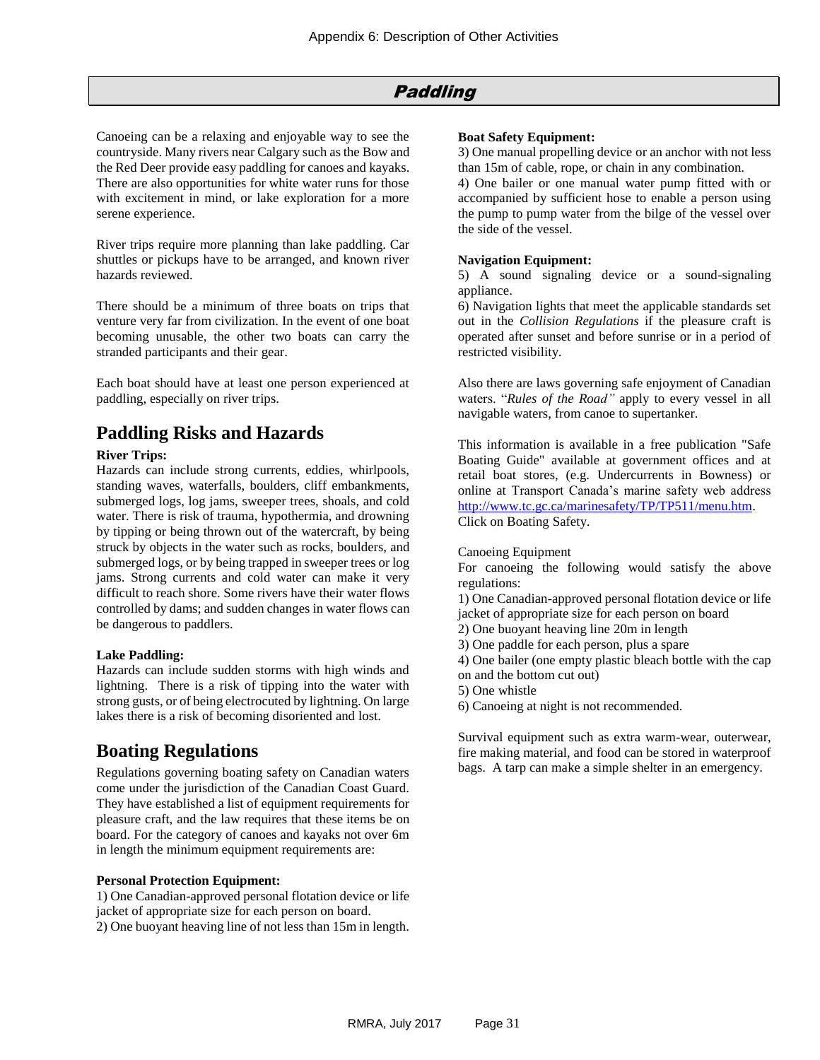# Paddling

Canoeing can be a relaxing and enjoyable way to see the countryside. Many rivers near Calgary such as the Bow and the Red Deer provide easy paddling for canoes and kayaks. There are also opportunities for white water runs for those with excitement in mind, or lake exploration for a more serene experience.

River trips require more planning than lake paddling. Car shuttles or pickups have to be arranged, and known river hazards reviewed.

There should be a minimum of three boats on trips that venture very far from civilization. In the event of one boat becoming unusable, the other two boats can carry the stranded participants and their gear.

Each boat should have at least one person experienced at paddling, especially on river trips.

## Paddling Risks and Hazards

**River Trips:**
Hazards can include strong currents, eddies, whirlpools, standing waves, waterfalls, boulders, cliff embankments, submerged logs, log jams, sweeper trees, shoals, and cold water. There is risk of trauma, hypothermia, and drowning by tipping or being thrown out of the watercraft, by being struck by objects in the water such as rocks, boulders, and submerged logs, or by being trapped in sweeper trees or log jams. Strong currents and cold water can make it very difficult to reach shore. Some rivers have their water flows controlled by dams; and sudden changes in water flows can be dangerous to paddlers.

**Lake Paddling:**
Hazards can include sudden storms with high winds and lightning. There is a risk of tipping into the water with strong gusts, or of being electrocuted by lightning. On large lakes there is a risk of becoming disoriented and lost.

## Boating Regulations

Regulations governing boating safety on Canadian waters come under the jurisdiction of the Canadian Coast Guard. They have established a list of equipment requirements for pleasure craft, and the law requires that these items be on board. For the category of canoes and kayaks not over 6m in length the minimum equipment requirements are:

**Personal Protection Equipment:**
1) One Canadian-approved personal flotation device or life jacket of appropriate size for each person on board.
2) One buoyant heaving line of not less than 15m in length.

**Boat Safety Equipment:**
3) One manual propelling device or an anchor with not less than 15m of cable, rope, or chain in any combination.
4) One bailer or one manual water pump fitted with or accompanied by sufficient hose to enable a person using the pump to pump water from the bilge of the vessel over the side of the vessel.

**Navigation Equipment:**
5) A sound signaling device or a sound-signaling appliance.
6) Navigation lights that meet the applicable standards set out in the *Collision Regulations* if the pleasure craft is operated after sunset and before sunrise or in a period of restricted visibility.

Also there are laws governing safe enjoyment of Canadian waters. "*Rules of the Road"* apply to every vessel in all navigable waters, from canoe to supertanker.

This information is available in a free publication "Safe Boating Guide" available at government offices and at retail boat stores, (e.g. Undercurrents in Bowness) or online at Transport Canada's marine safety web address [http://www.tc.gc.ca/marinesafety/TP/TP511/menu.htm](http://www.tc.gc.ca/marinesafety/TP/TP511/menu.htm). Click on Boating Safety.

Canoeing Equipment
For canoeing the following would satisfy the above regulations:
1) One Canadian-approved personal flotation device or life jacket of appropriate size for each person on board
2) One buoyant heaving line 20m in length
3) One paddle for each person, plus a spare
4) One bailer (one empty plastic bleach bottle with the cap on and the bottom cut out)
5) One whistle
6) Canoeing at night is not recommended.

Survival equipment such as extra warm-wear, outerwear, fire making material, and food can be stored in waterproof bags. A tarp can make a simple shelter in an emergency.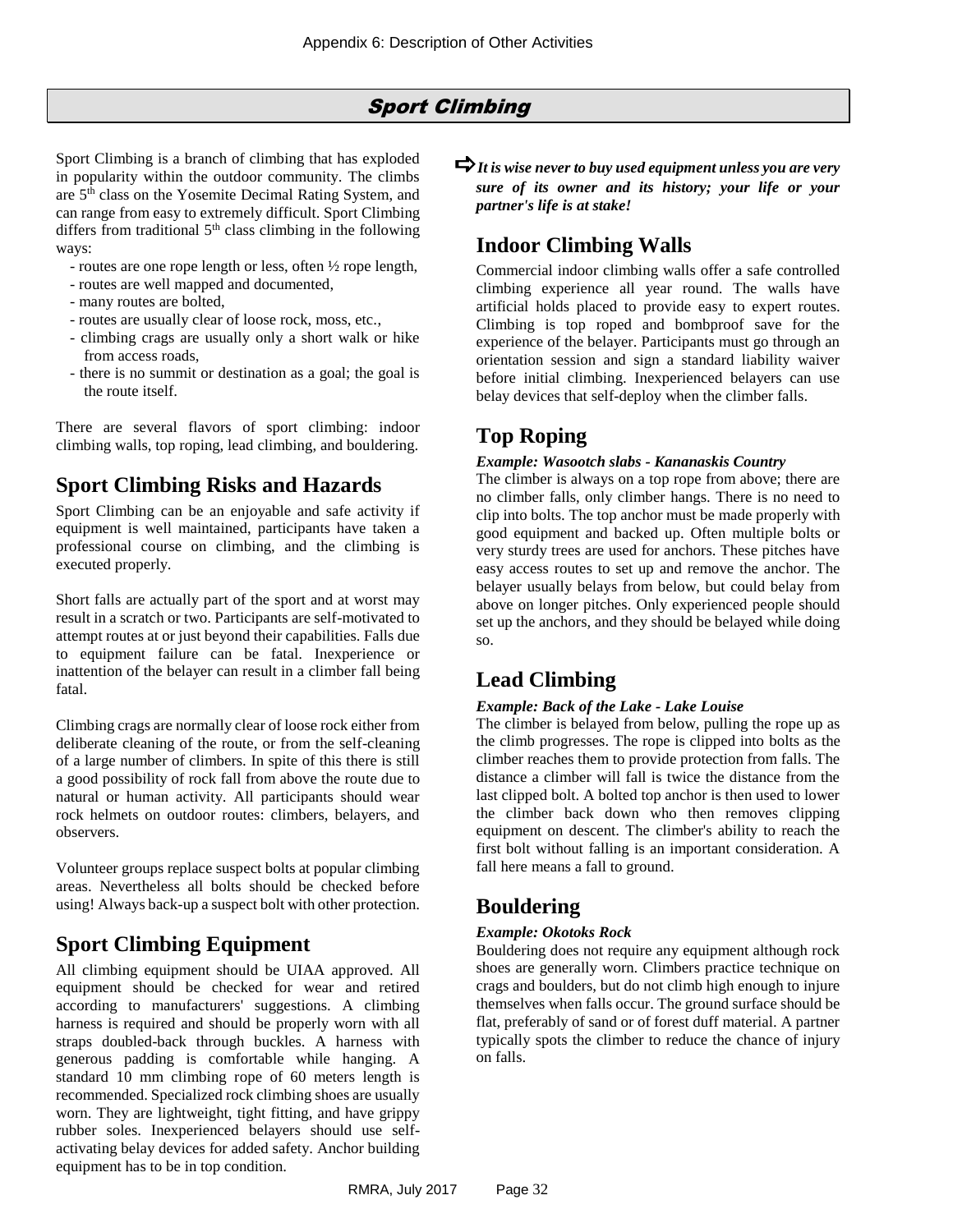# Sport Climbing

Sport Climbing is a branch of climbing that has exploded in popularity within the outdoor community. The climbs are 5th class on the Yosemite Decimal Rating System, and can range from easy to extremely difficult. Sport Climbing differs from traditional 5th class climbing in the following ways:

- routes are one rope length or less, often ½ rope length,
- routes are well mapped and documented,
- many routes are bolted,
- routes are usually clear of loose rock, moss, etc.,
- climbing crags are usually only a short walk or hike from access roads,
- there is no summit or destination as a goal; the goal is the route itself.

There are several flavors of sport climbing: indoor climbing walls, top roping, lead climbing, and bouldering.

## Sport Climbing Risks and Hazards

Sport Climbing can be an enjoyable and safe activity if equipment is well maintained, participants have taken a professional course on climbing, and the climbing is executed properly.

Short falls are actually part of the sport and at worst may result in a scratch or two. Participants are self-motivated to attempt routes at or just beyond their capabilities. Falls due to equipment failure can be fatal. Inexperience or inattention of the belayer can result in a climber fall being fatal.

Climbing crags are normally clear of loose rock either from deliberate cleaning of the route, or from the self-cleaning of a large number of climbers. In spite of this there is still a good possibility of rock fall from above the route due to natural or human activity. All participants should wear rock helmets on outdoor routes: climbers, belayers, and observers.

Volunteer groups replace suspect bolts at popular climbing areas. Nevertheless all bolts should be checked before using! Always back-up a suspect bolt with other protection.

## Sport Climbing Equipment

All climbing equipment should be UIAA approved. All equipment should be checked for wear and retired according to manufacturers' suggestions. A climbing harness is required and should be properly worn with all straps doubled-back through buckles. A harness with generous padding is comfortable while hanging. A standard 10 mm climbing rope of 60 meters length is recommended. Specialized rock climbing shoes are usually worn. They are lightweight, tight fitting, and have grippy rubber soles. Inexperienced belayers should use self-activating belay devices for added safety. Anchor building equipment has to be in top condition.

➪ ***It is wise never to buy used equipment unless you are very sure of its owner and its history; your life or your partner's life is at stake!***

## Indoor Climbing Walls

Commercial indoor climbing walls offer a safe controlled climbing experience all year round. The walls have artificial holds placed to provide easy to expert routes. Climbing is top roped and bombproof save for the experience of the belayer. Participants must go through an orientation session and sign a standard liability waiver before initial climbing. Inexperienced belayers can use belay devices that self-deploy when the climber falls.

## Top Roping

***Example: Wasootch slabs - Kananaskis Country***

The climber is always on a top rope from above; there are no climber falls, only climber hangs. There is no need to clip into bolts. The top anchor must be made properly with good equipment and backed up. Often multiple bolts or very sturdy trees are used for anchors. These pitches have easy access routes to set up and remove the anchor. The belayer usually belays from below, but could belay from above on longer pitches. Only experienced people should set up the anchors, and they should be belayed while doing so.

## Lead Climbing

***Example: Back of the Lake - Lake Louise***

The climber is belayed from below, pulling the rope up as the climb progresses. The rope is clipped into bolts as the climber reaches them to provide protection from falls. The distance a climber will fall is twice the distance from the last clipped bolt. A bolted top anchor is then used to lower the climber back down who then removes clipping equipment on descent. The climber's ability to reach the first bolt without falling is an important consideration. A fall here means a fall to ground.

## Bouldering

***Example: Okotoks Rock***

Bouldering does not require any equipment although rock shoes are generally worn. Climbers practice technique on crags and boulders, but do not climb high enough to injure themselves when falls occur. The ground surface should be flat, preferably of sand or of forest duff material. A partner typically spots the climber to reduce the chance of injury on falls.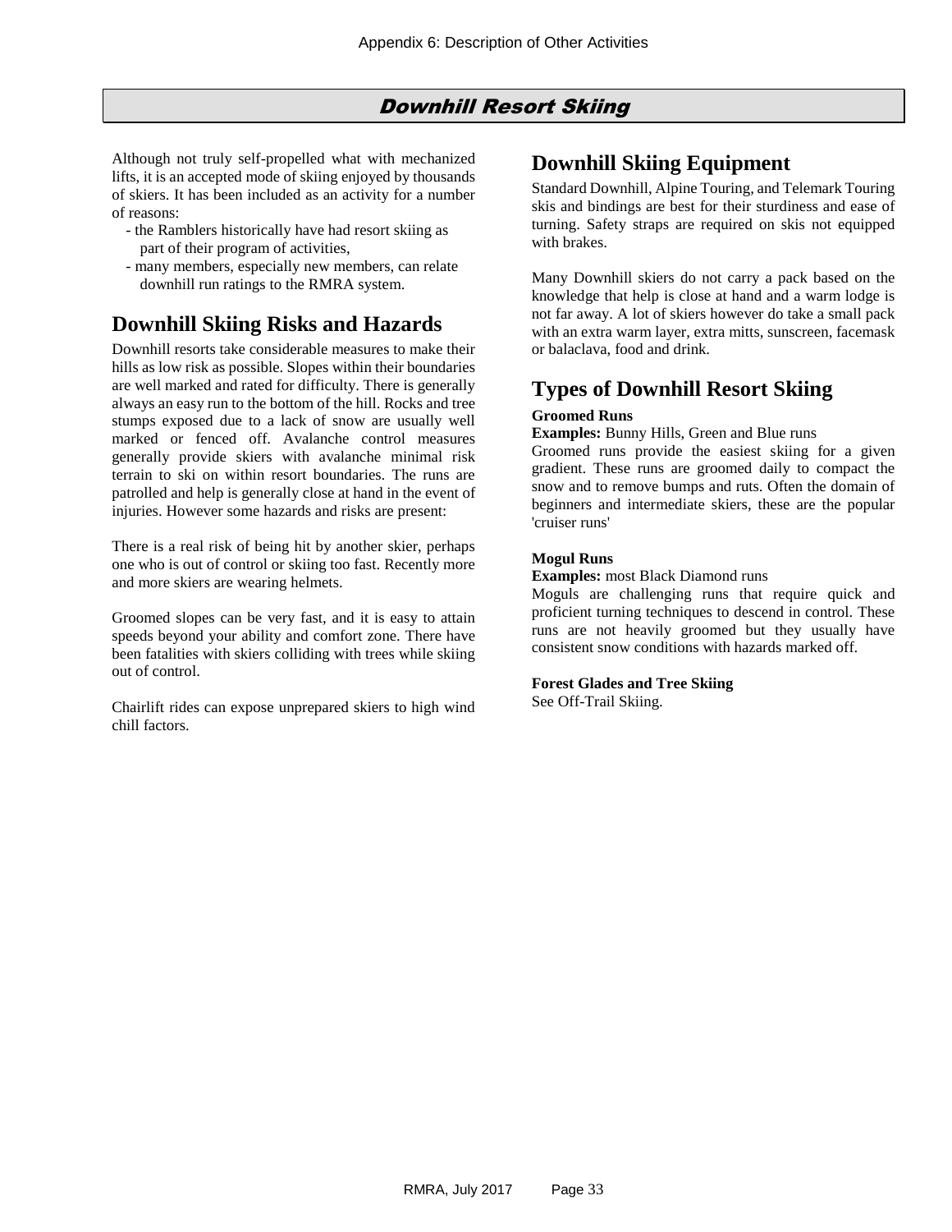# Downhill Resort Skiing

Although not truly self-propelled what with mechanized lifts, it is an accepted mode of skiing enjoyed by thousands of skiers. It has been included as an activity for a number of reasons:

- the Ramblers historically have had resort skiing as part of their program of activities,
- many members, especially new members, can relate downhill run ratings to the RMRA system.

## Downhill Skiing Risks and Hazards

Downhill resorts take considerable measures to make their hills as low risk as possible. Slopes within their boundaries are well marked and rated for difficulty. There is generally always an easy run to the bottom of the hill. Rocks and tree stumps exposed due to a lack of snow are usually well marked or fenced off. Avalanche control measures generally provide skiers with avalanche minimal risk terrain to ski on within resort boundaries. The runs are patrolled and help is generally close at hand in the event of injuries. However some hazards and risks are present:

There is a real risk of being hit by another skier, perhaps one who is out of control or skiing too fast. Recently more and more skiers are wearing helmets.

Groomed slopes can be very fast, and it is easy to attain speeds beyond your ability and comfort zone. There have been fatalities with skiers colliding with trees while skiing out of control.

Chairlift rides can expose unprepared skiers to high wind chill factors.

## Downhill Skiing Equipment

Standard Downhill, Alpine Touring, and Telemark Touring skis and bindings are best for their sturdiness and ease of turning. Safety straps are required on skis not equipped with brakes.

Many Downhill skiers do not carry a pack based on the knowledge that help is close at hand and a warm lodge is not far away. A lot of skiers however do take a small pack with an extra warm layer, extra mitts, sunscreen, facemask or balaclava, food and drink.

## Types of Downhill Resort Skiing

**Groomed Runs**

**Examples:** Bunny Hills, Green and Blue runs

Groomed runs provide the easiest skiing for a given gradient. These runs are groomed daily to compact the snow and to remove bumps and ruts. Often the domain of beginners and intermediate skiers, these are the popular 'cruiser runs'

**Mogul Runs**

**Examples:** most Black Diamond runs

Moguls are challenging runs that require quick and proficient turning techniques to descend in control. These runs are not heavily groomed but they usually have consistent snow conditions with hazards marked off.

**Forest Glades and Tree Skiing**

See Off-Trail Skiing.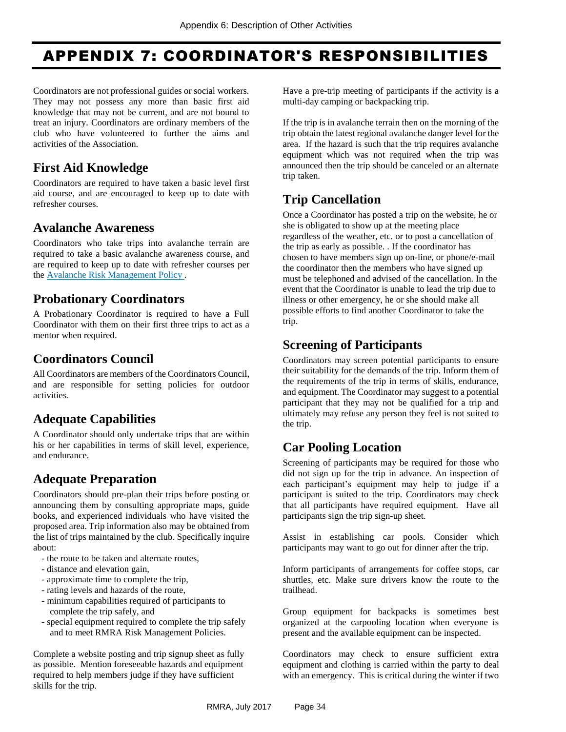# APPENDIX 7: COORDINATOR'S RESPONSIBILITIES

Coordinators are not professional guides or social workers. They may not possess any more than basic first aid knowledge that may not be current, and are not bound to treat an injury. Coordinators are ordinary members of the club who have volunteered to further the aims and activities of the Association.

## First Aid Knowledge

Coordinators are required to have taken a basic level first aid course, and are encouraged to keep up to date with refresher courses.

## Avalanche Awareness

Coordinators who take trips into avalanche terrain are required to take a basic avalanche awareness course, and are required to keep up to date with refresher courses per the Avalanche Risk Management Policy .

## Probationary Coordinators

A Probationary Coordinator is required to have a Full Coordinator with them on their first three trips to act as a mentor when required.

## Coordinators Council

All Coordinators are members of the Coordinators Council, and are responsible for setting policies for outdoor activities.

## Adequate Capabilities

A Coordinator should only undertake trips that are within his or her capabilities in terms of skill level, experience, and endurance.

## Adequate Preparation

Coordinators should pre-plan their trips before posting or announcing them by consulting appropriate maps, guide books, and experienced individuals who have visited the proposed area. Trip information also may be obtained from the list of trips maintained by the club. Specifically inquire about:

- the route to be taken and alternate routes,
- distance and elevation gain,
- approximate time to complete the trip,
- rating levels and hazards of the route,
- minimum capabilities required of participants to complete the trip safely, and
- special equipment required to complete the trip safely and to meet RMRA Risk Management Policies.

Complete a website posting and trip signup sheet as fully as possible. Mention foreseeable hazards and equipment required to help members judge if they have sufficient skills for the trip.

Have a pre-trip meeting of participants if the activity is a multi-day camping or backpacking trip.

If the trip is in avalanche terrain then on the morning of the trip obtain the latest regional avalanche danger level for the area. If the hazard is such that the trip requires avalanche equipment which was not required when the trip was announced then the trip should be canceled or an alternate trip taken.

## Trip Cancellation

Once a Coordinator has posted a trip on the website, he or she is obligated to show up at the meeting place regardless of the weather, etc. or to post a cancellation of the trip as early as possible. . If the coordinator has chosen to have members sign up on-line, or phone/e-mail the coordinator then the members who have signed up must be telephoned and advised of the cancellation. In the event that the Coordinator is unable to lead the trip due to illness or other emergency, he or she should make all possible efforts to find another Coordinator to take the trip.

## Screening of Participants

Coordinators may screen potential participants to ensure their suitability for the demands of the trip. Inform them of the requirements of the trip in terms of skills, endurance, and equipment. The Coordinator may suggest to a potential participant that they may not be qualified for a trip and ultimately may refuse any person they feel is not suited to the trip.

## Car Pooling Location

Screening of participants may be required for those who did not sign up for the trip in advance. An inspection of each participant's equipment may help to judge if a participant is suited to the trip. Coordinators may check that all participants have required equipment. Have all participants sign the trip sign-up sheet.

Assist in establishing car pools. Consider which participants may want to go out for dinner after the trip.

Inform participants of arrangements for coffee stops, car shuttles, etc. Make sure drivers know the route to the trailhead.

Group equipment for backpacks is sometimes best organized at the carpooling location when everyone is present and the available equipment can be inspected.

Coordinators may check to ensure sufficient extra equipment and clothing is carried within the party to deal with an emergency. This is critical during the winter if two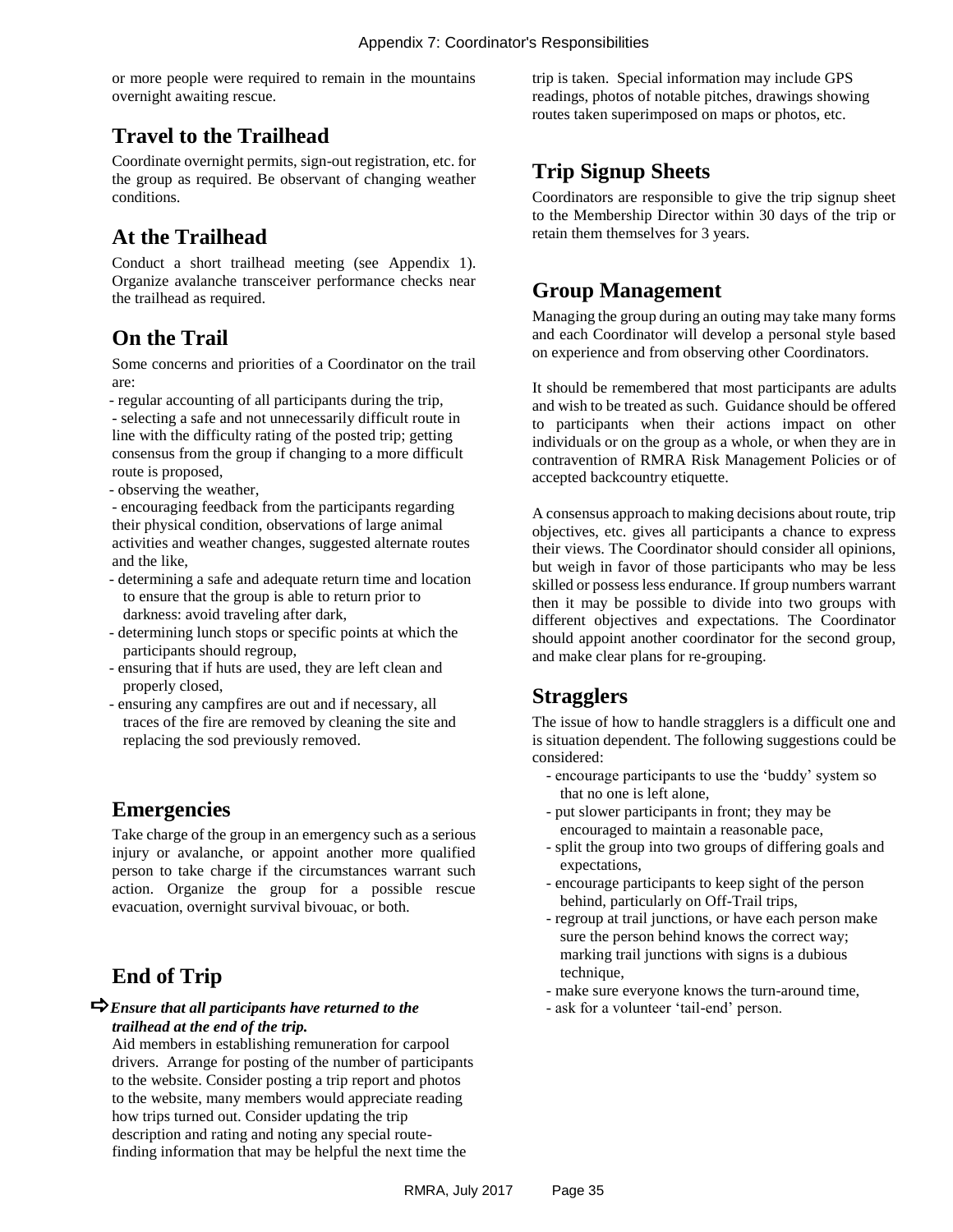or more people were required to remain in the mountains overnight awaiting rescue.

## Travel to the Trailhead

Coordinate overnight permits, sign-out registration, etc. for the group as required. Be observant of changing weather conditions.

## At the Trailhead

Conduct a short trailhead meeting (see Appendix 1). Organize avalanche transceiver performance checks near the trailhead as required.

## On the Trail

Some concerns and priorities of a Coordinator on the trail are:

- regular accounting of all participants during the trip,
- selecting a safe and not unnecessarily difficult route in line with the difficulty rating of the posted trip; getting consensus from the group if changing to a more difficult route is proposed,
- observing the weather,
- encouraging feedback from the participants regarding their physical condition, observations of large animal activities and weather changes, suggested alternate routes and the like,
- determining a safe and adequate return time and location to ensure that the group is able to return prior to darkness: avoid traveling after dark,
- determining lunch stops or specific points at which the participants should regroup,
- ensuring that if huts are used, they are left clean and properly closed,
- ensuring any campfires are out and if necessary, all traces of the fire are removed by cleaning the site and replacing the sod previously removed.

## Emergencies

Take charge of the group in an emergency such as a serious injury or avalanche, or appoint another more qualified person to take charge if the circumstances warrant such action. Organize the group for a possible rescue evacuation, overnight survival bivouac, or both.

## End of Trip

➪ ***Ensure that all participants have returned to the trailhead at the end of the trip.***

Aid members in establishing remuneration for carpool drivers. Arrange for posting of the number of participants to the website. Consider posting a trip report and photos to the website, many members would appreciate reading how trips turned out. Consider updating the trip description and rating and noting any special route-finding information that may be helpful the next time the trip is taken. Special information may include GPS readings, photos of notable pitches, drawings showing routes taken superimposed on maps or photos, etc.

## Trip Signup Sheets

Coordinators are responsible to give the trip signup sheet to the Membership Director within 30 days of the trip or retain them themselves for 3 years.

## Group Management

Managing the group during an outing may take many forms and each Coordinator will develop a personal style based on experience and from observing other Coordinators.

It should be remembered that most participants are adults and wish to be treated as such. Guidance should be offered to participants when their actions impact on other individuals or on the group as a whole, or when they are in contravention of RMRA Risk Management Policies or of accepted backcountry etiquette.

A consensus approach to making decisions about route, trip objectives, etc. gives all participants a chance to express their views. The Coordinator should consider all opinions, but weigh in favor of those participants who may be less skilled or possess less endurance. If group numbers warrant then it may be possible to divide into two groups with different objectives and expectations. The Coordinator should appoint another coordinator for the second group, and make clear plans for re-grouping.

## Stragglers

The issue of how to handle stragglers is a difficult one and is situation dependent. The following suggestions could be considered:

- encourage participants to use the 'buddy' system so that no one is left alone,
- put slower participants in front; they may be encouraged to maintain a reasonable pace,
- split the group into two groups of differing goals and expectations,
- encourage participants to keep sight of the person behind, particularly on Off-Trail trips,
- regroup at trail junctions, or have each person make sure the person behind knows the correct way; marking trail junctions with signs is a dubious technique,
- make sure everyone knows the turn-around time,
- ask for a volunteer 'tail-end' person.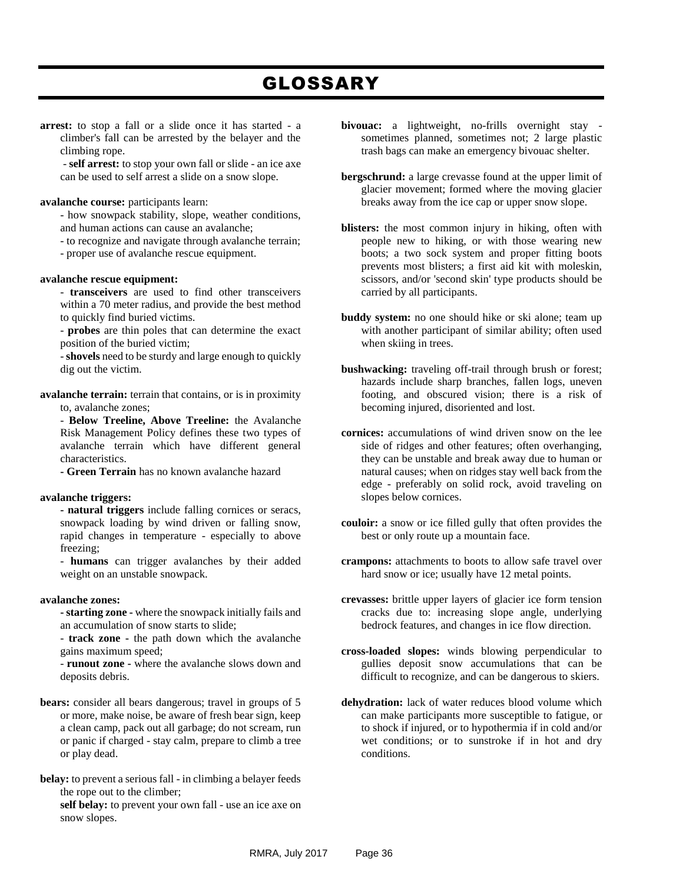# GLOSSARY

**arrest:** to stop a fall or a slide once it has started - a climber's fall can be arrested by the belayer and the climbing rope.

- **self arrest:** to stop your own fall or slide - an ice axe can be used to self arrest a slide on a snow slope.

**avalanche course:** participants learn:

- how snowpack stability, slope, weather conditions, and human actions can cause an avalanche;
- to recognize and navigate through avalanche terrain;
- proper use of avalanche rescue equipment.

**avalanche rescue equipment:**

- **transceivers** are used to find other transceivers within a 70 meter radius, and provide the best method to quickly find buried victims.
- **probes** are thin poles that can determine the exact position of the buried victim;
- **shovels** need to be sturdy and large enough to quickly dig out the victim.

**avalanche terrain:** terrain that contains, or is in proximity to, avalanche zones;

- **Below Treeline, Above Treeline:** the Avalanche Risk Management Policy defines these two types of avalanche terrain which have different general characteristics.
- **Green Terrain** has no known avalanche hazard

**avalanche triggers:**

- **natural triggers** include falling cornices or seracs, snowpack loading by wind driven or falling snow, rapid changes in temperature - especially to above freezing;
- **humans** can trigger avalanches by their added weight on an unstable snowpack.

**avalanche zones:**

- **starting zone** - where the snowpack initially fails and an accumulation of snow starts to slide;
- **track zone** - the path down which the avalanche gains maximum speed;
- **runout zone** - where the avalanche slows down and deposits debris.

**bears:** consider all bears dangerous; travel in groups of 5 or more, make noise, be aware of fresh bear sign, keep a clean camp, pack out all garbage; do not scream, run or panic if charged - stay calm, prepare to climb a tree or play dead.

**belay:** to prevent a serious fall - in climbing a belayer feeds the rope out to the climber;

**self belay:** to prevent your own fall - use an ice axe on snow slopes.

**bivouac:** a lightweight, no-frills overnight stay - sometimes planned, sometimes not; 2 large plastic trash bags can make an emergency bivouac shelter.

**bergschrund:** a large crevasse found at the upper limit of glacier movement; formed where the moving glacier breaks away from the ice cap or upper snow slope.

**blisters:** the most common injury in hiking, often with people new to hiking, or with those wearing new boots; a two sock system and proper fitting boots prevents most blisters; a first aid kit with moleskin, scissors, and/or 'second skin' type products should be carried by all participants.

**buddy system:** no one should hike or ski alone; team up with another participant of similar ability; often used when skiing in trees.

**bushwacking:** traveling off-trail through brush or forest; hazards include sharp branches, fallen logs, uneven footing, and obscured vision; there is a risk of becoming injured, disoriented and lost.

**cornices:** accumulations of wind driven snow on the lee side of ridges and other features; often overhanging, they can be unstable and break away due to human or natural causes; when on ridges stay well back from the edge - preferably on solid rock, avoid traveling on slopes below cornices.

**couloir:** a snow or ice filled gully that often provides the best or only route up a mountain face.

**crampons:** attachments to boots to allow safe travel over hard snow or ice; usually have 12 metal points.

**crevasses:** brittle upper layers of glacier ice form tension cracks due to: increasing slope angle, underlying bedrock features, and changes in ice flow direction.

**cross-loaded slopes:** winds blowing perpendicular to gullies deposit snow accumulations that can be difficult to recognize, and can be dangerous to skiers.

**dehydration:** lack of water reduces blood volume which can make participants more susceptible to fatigue, or to shock if injured, or to hypothermia if in cold and/or wet conditions; or to sunstroke if in hot and dry conditions.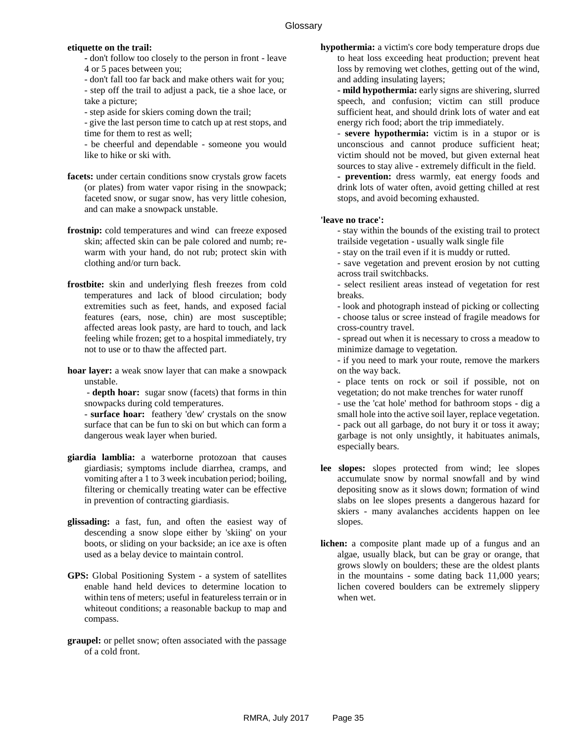# Glossary

**etiquette on the trail:**

- don't follow too closely to the person in front - leave 4 or 5 paces between you;
- don't fall too far back and make others wait for you;
- step off the trail to adjust a pack, tie a shoe lace, or take a picture;
- step aside for skiers coming down the trail;
- give the last person time to catch up at rest stops, and time for them to rest as well;
- be cheerful and dependable - someone you would like to hike or ski with.

**facets:** under certain conditions snow crystals grow facets (or plates) from water vapor rising in the snowpack; faceted snow, or sugar snow, has very little cohesion, and can make a snowpack unstable.

**frostnip:** cold temperatures and wind can freeze exposed skin; affected skin can be pale colored and numb; re-warm with your hand, do not rub; protect skin with clothing and/or turn back.

**frostbite:** skin and underlying flesh freezes from cold temperatures and lack of blood circulation; body extremities such as feet, hands, and exposed facial features (ears, nose, chin) are most susceptible; affected areas look pasty, are hard to touch, and lack feeling while frozen; get to a hospital immediately, try not to use or to thaw the affected part.

**hoar layer:** a weak snow layer that can make a snowpack unstable.

- **depth hoar:** sugar snow (facets) that forms in thin snowpacks during cold temperatures.
- **surface hoar:** feathery 'dew' crystals on the snow surface that can be fun to ski on but which can form a dangerous weak layer when buried.

**giardia lamblia:** a waterborne protozoan that causes giardiasis; symptoms include diarrhea, cramps, and vomiting after a 1 to 3 week incubation period; boiling, filtering or chemically treating water can be effective in prevention of contracting giardiasis.

**glissading:** a fast, fun, and often the easiest way of descending a snow slope either by 'skiing' on your boots, or sliding on your backside; an ice axe is often used as a belay device to maintain control.

**GPS:** Global Positioning System - a system of satellites enable hand held devices to determine location to within tens of meters; useful in featureless terrain or in whiteout conditions; a reasonable backup to map and compass.

**graupel:** or pellet snow; often associated with the passage of a cold front.

**hypothermia:** a victim's core body temperature drops due to heat loss exceeding heat production; prevent heat loss by removing wet clothes, getting out of the wind, and adding insulating layers;

- **mild hypothermia:** early signs are shivering, slurred speech, and confusion; victim can still produce sufficient heat, and should drink lots of water and eat energy rich food; abort the trip immediately.
- **severe hypothermia:** victim is in a stupor or is unconscious and cannot produce sufficient heat; victim should not be moved, but given external heat sources to stay alive - extremely difficult in the field.
- **prevention:** dress warmly, eat energy foods and drink lots of water often, avoid getting chilled at rest stops, and avoid becoming exhausted.

**'leave no trace':**

- stay within the bounds of the existing trail to protect trailside vegetation - usually walk single file
- stay on the trail even if it is muddy or rutted.
- save vegetation and prevent erosion by not cutting across trail switchbacks.
- select resilient areas instead of vegetation for rest breaks.
- look and photograph instead of picking or collecting
- choose talus or scree instead of fragile meadows for cross-country travel.
- spread out when it is necessary to cross a meadow to minimize damage to vegetation.
- if you need to mark your route, remove the markers on the way back.
- place tents on rock or soil if possible, not on vegetation; do not make trenches for water runoff
- use the 'cat hole' method for bathroom stops - dig a small hole into the active soil layer, replace vegetation.
- pack out all garbage, do not bury it or toss it away; garbage is not only unsightly, it habituates animals, especially bears.

**lee slopes:** slopes protected from wind; lee slopes accumulate snow by normal snowfall and by wind depositing snow as it slows down; formation of wind slabs on lee slopes presents a dangerous hazard for skiers - many avalanches accidents happen on lee slopes.

**lichen:** a composite plant made up of a fungus and an algae, usually black, but can be gray or orange, that grows slowly on boulders; these are the oldest plants in the mountains - some dating back 11,000 years; lichen covered boulders can be extremely slippery when wet.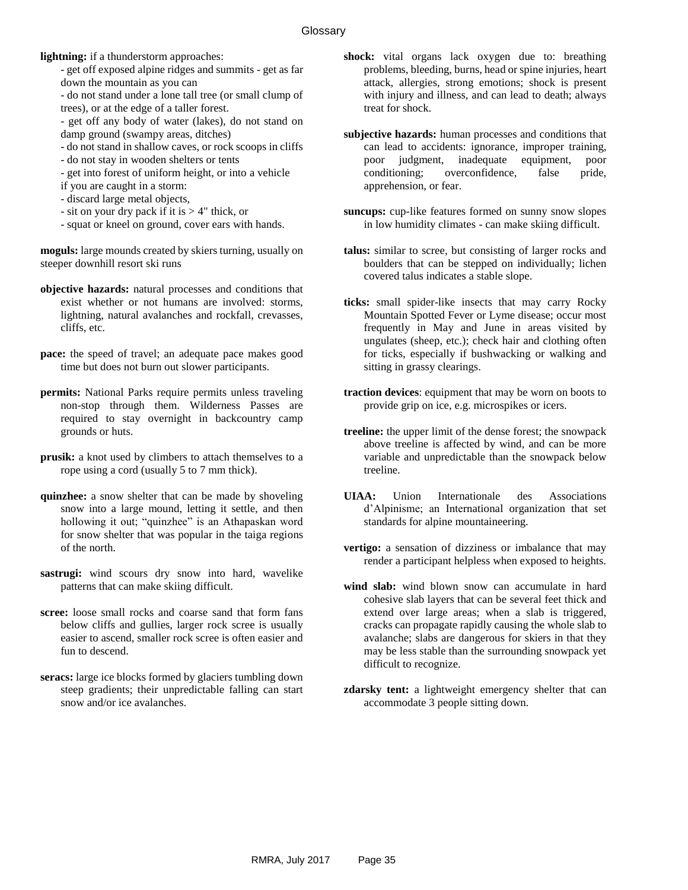**lightning:** if a thunderstorm approaches:

- get off exposed alpine ridges and summits - get as far down the mountain as you can
- do not stand under a lone tall tree (or small clump of trees), or at the edge of a taller forest.
- get off any body of water (lakes), do not stand on damp ground (swampy areas, ditches)
- do not stand in shallow caves, or rock scoops in cliffs
- do not stay in wooden shelters or tents
- get into forest of uniform height, or into a vehicle

if you are caught in a storm:

- discard large metal objects,
- sit on your dry pack if it is > 4" thick, or
- squat or kneel on ground, cover ears with hands.

**moguls:** large mounds created by skiers turning, usually on steeper downhill resort ski runs

**objective hazards:** natural processes and conditions that exist whether or not humans are involved: storms, lightning, natural avalanches and rockfall, crevasses, cliffs, etc.

**pace:** the speed of travel; an adequate pace makes good time but does not burn out slower participants.

**permits:** National Parks require permits unless traveling non-stop through them. Wilderness Passes are required to stay overnight in backcountry camp grounds or huts.

**prusik:** a knot used by climbers to attach themselves to a rope using a cord (usually 5 to 7 mm thick).

**quinzhee:** a snow shelter that can be made by shoveling snow into a large mound, letting it settle, and then hollowing it out; "quinzhee" is an Athapaskan word for snow shelter that was popular in the taiga regions of the north.

**sastrugi:** wind scours dry snow into hard, wavelike patterns that can make skiing difficult.

**scree:** loose small rocks and coarse sand that form fans below cliffs and gullies, larger rock scree is usually easier to ascend, smaller rock scree is often easier and fun to descend.

**seracs:** large ice blocks formed by glaciers tumbling down steep gradients; their unpredictable falling can start snow and/or ice avalanches.

**shock:** vital organs lack oxygen due to: breathing problems, bleeding, burns, head or spine injuries, heart attack, allergies, strong emotions; shock is present with injury and illness, and can lead to death; always treat for shock.

**subjective hazards:** human processes and conditions that can lead to accidents: ignorance, improper training, poor judgment, inadequate equipment, poor conditioning; overconfidence, false pride, apprehension, or fear.

**suncups:** cup-like features formed on sunny snow slopes in low humidity climates - can make skiing difficult.

**talus:** similar to scree, but consisting of larger rocks and boulders that can be stepped on individually; lichen covered talus indicates a stable slope.

**ticks:** small spider-like insects that may carry Rocky Mountain Spotted Fever or Lyme disease; occur most frequently in May and June in areas visited by ungulates (sheep, etc.); check hair and clothing often for ticks, especially if bushwacking or walking and sitting in grassy clearings.

**traction devices**: equipment that may be worn on boots to provide grip on ice, e.g. microspikes or icers.

**treeline:** the upper limit of the dense forest; the snowpack above treeline is affected by wind, and can be more variable and unpredictable than the snowpack below treeline.

**UIAA:** Union Internationale des Associations d'Alpinisme; an International organization that set standards for alpine mountaineering.

**vertigo:** a sensation of dizziness or imbalance that may render a participant helpless when exposed to heights.

**wind slab:** wind blown snow can accumulate in hard cohesive slab layers that can be several feet thick and extend over large areas; when a slab is triggered, cracks can propagate rapidly causing the whole slab to avalanche; slabs are dangerous for skiers in that they may be less stable than the surrounding snowpack yet difficult to recognize.

**zdarsky tent:** a lightweight emergency shelter that can accommodate 3 people sitting down.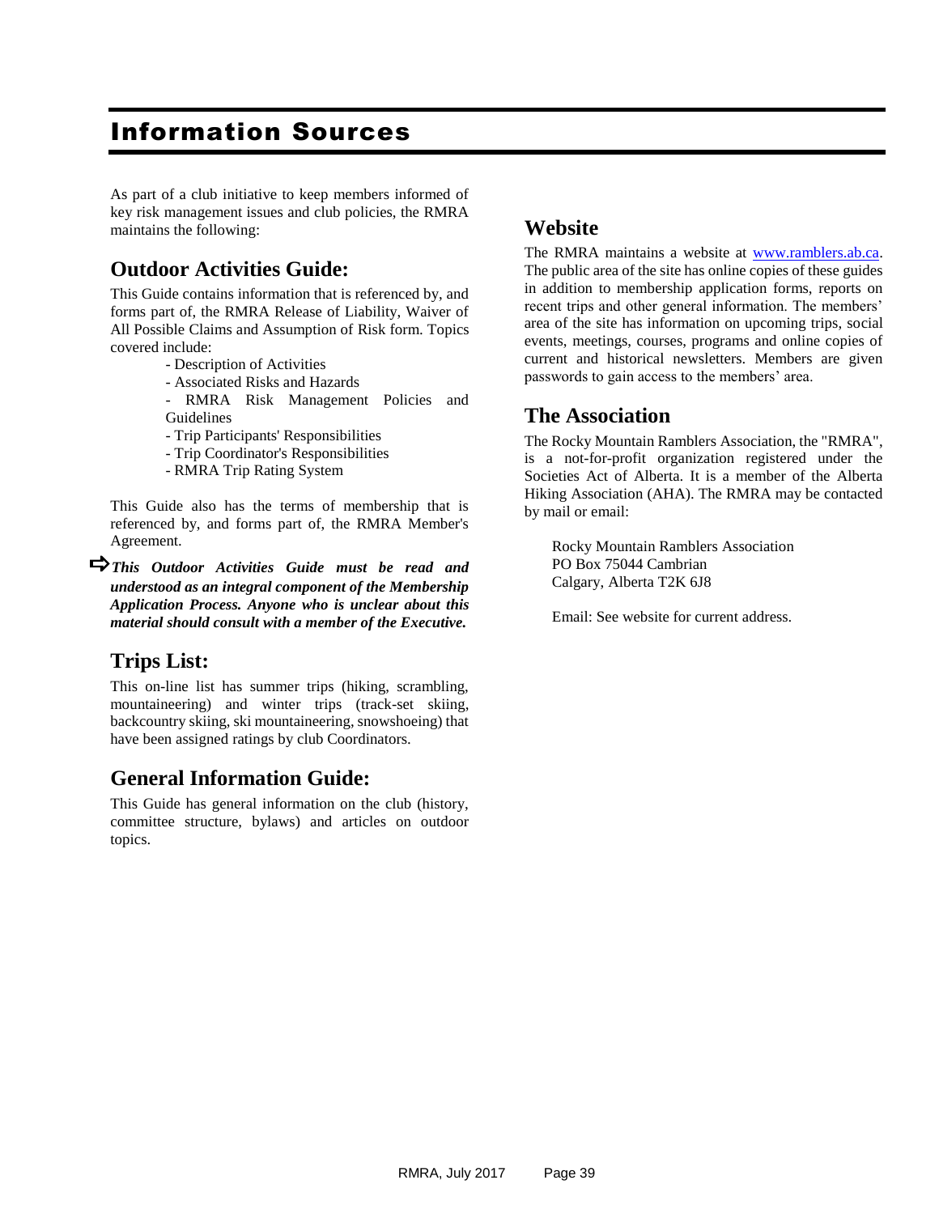# Information Sources

As part of a club initiative to keep members informed of key risk management issues and club policies, the RMRA maintains the following:

## Outdoor Activities Guide:

This Guide contains information that is referenced by, and forms part of, the RMRA Release of Liability, Waiver of All Possible Claims and Assumption of Risk form. Topics covered include:

- Description of Activities
- Associated Risks and Hazards
- RMRA Risk Management Policies and Guidelines
- Trip Participants' Responsibilities
- Trip Coordinator's Responsibilities
- RMRA Trip Rating System

This Guide also has the terms of membership that is referenced by, and forms part of, the RMRA Member's Agreement.

➪ ***This Outdoor Activities Guide must be read and understood as an integral component of the Membership Application Process. Anyone who is unclear about this material should consult with a member of the Executive.***

## Trips List:

This on-line list has summer trips (hiking, scrambling, mountaineering) and winter trips (track-set skiing, backcountry skiing, ski mountaineering, snowshoeing) that have been assigned ratings by club Coordinators.

## General Information Guide:

This Guide has general information on the club (history, committee structure, bylaws) and articles on outdoor topics.

## Website

The RMRA maintains a website at [www.ramblers.ab.ca](http://www.ramblers.ab.ca). The public area of the site has online copies of these guides in addition to membership application forms, reports on recent trips and other general information. The members' area of the site has information on upcoming trips, social events, meetings, courses, programs and online copies of current and historical newsletters. Members are given passwords to gain access to the members' area.

## The Association

The Rocky Mountain Ramblers Association, the "RMRA", is a not-for-profit organization registered under the Societies Act of Alberta. It is a member of the Alberta Hiking Association (AHA). The RMRA may be contacted by mail or email:

Rocky Mountain Ramblers Association
PO Box 75044 Cambrian
Calgary, Alberta T2K 6J8

Email: See website for current address.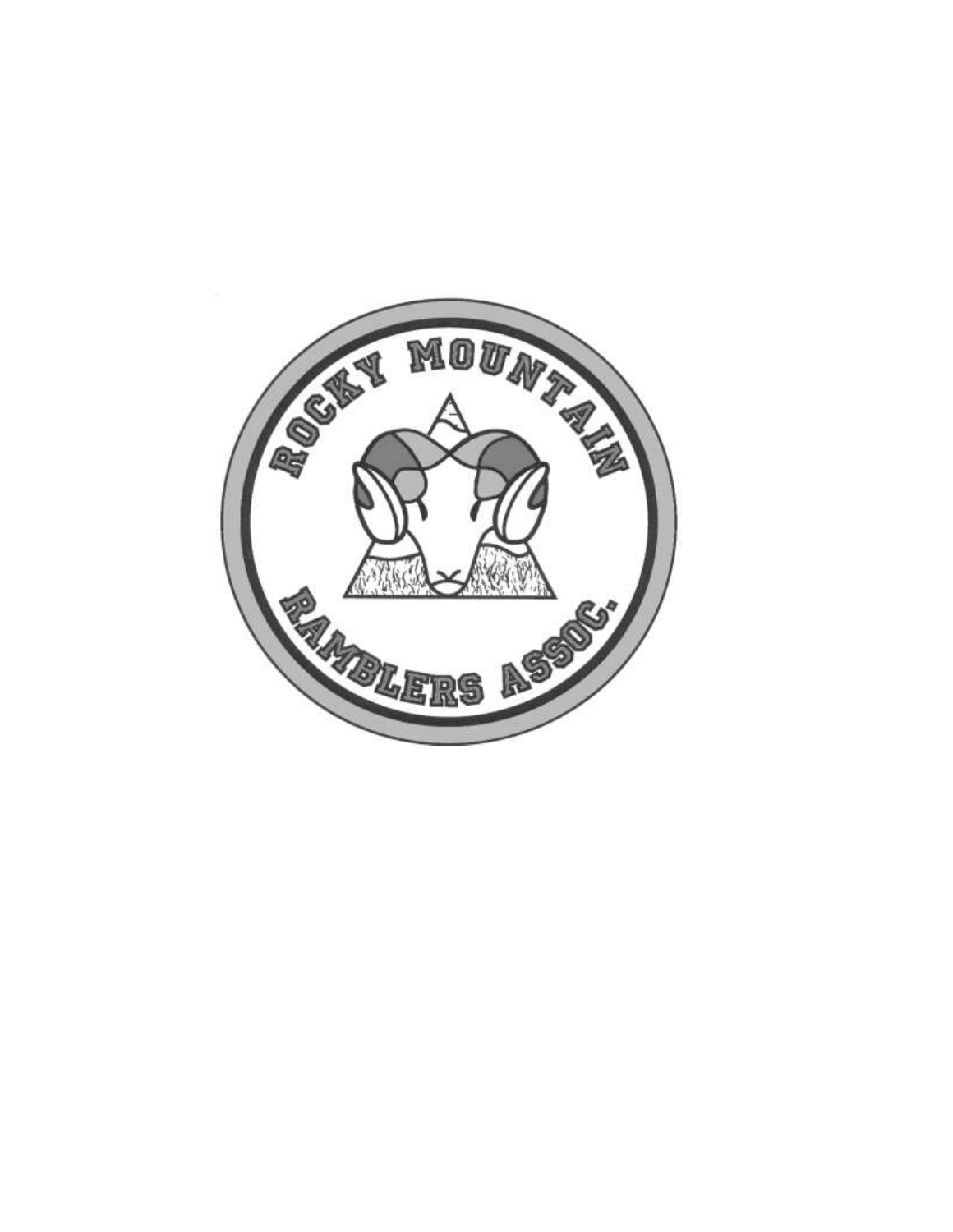ROCKY MOUNTAIN

RAMBLERS ASSOC.